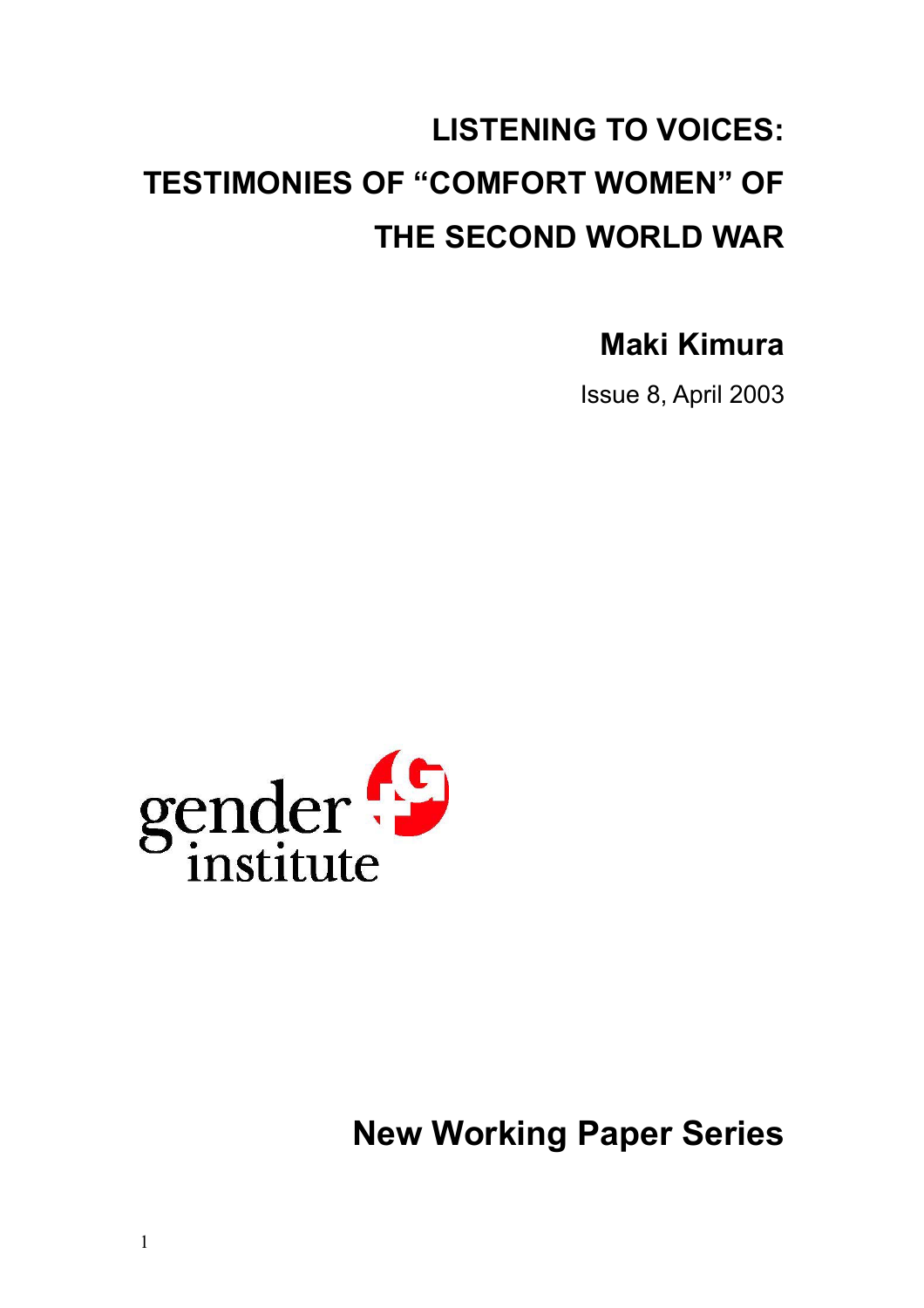# LISTENING TO VOICES: TESTIMONIES OF "COMFORT WOMEN" OF THE SECOND WORLD WAR

**Maki Kimura**

Issue 8, April 2003

gender institute

**New Working Paper Series**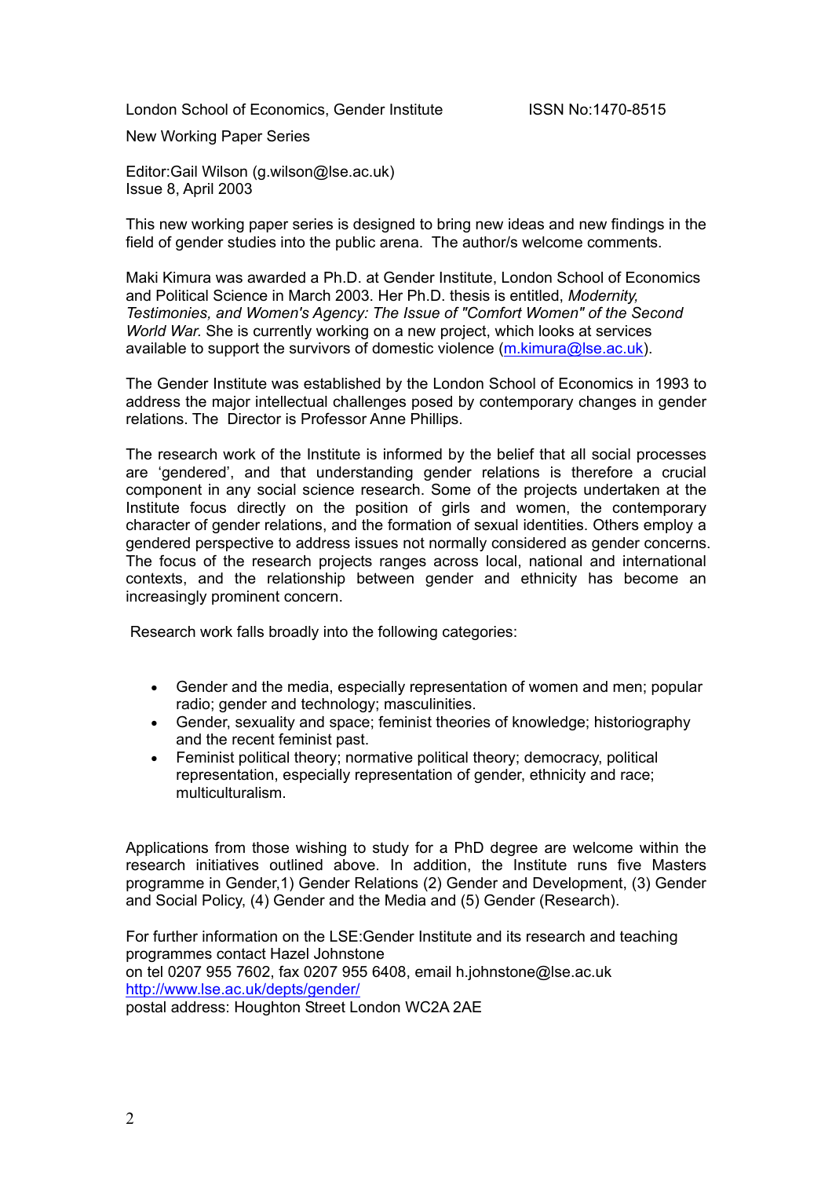London School of Economics, Gender Institute ISSN No:1470-8515

New Working Paper Series

Editor:Gail Wilson (g.wilson@lse.ac.uk)
Issue 8, April 2003

This new working paper series is designed to bring new ideas and new findings in the field of gender studies into the public arena. The author/s welcome comments.

Maki Kimura was awarded a Ph.D. at Gender Institute, London School of Economics and Political Science in March 2003. Her Ph.D. thesis is entitled, *Modernity, Testimonies, and Women's Agency: The Issue of "Comfort Women" of the Second World War.* She is currently working on a new project, which looks at services available to support the survivors of domestic violence (m.kimura@lse.ac.uk).

The Gender Institute was established by the London School of Economics in 1993 to address the major intellectual challenges posed by contemporary changes in gender relations. The Director is Professor Anne Phillips.

The research work of the Institute is informed by the belief that all social processes are 'gendered', and that understanding gender relations is therefore a crucial component in any social science research. Some of the projects undertaken at the Institute focus directly on the position of girls and women, the contemporary character of gender relations, and the formation of sexual identities. Others employ a gendered perspective to address issues not normally considered as gender concerns. The focus of the research projects ranges across local, national and international contexts, and the relationship between gender and ethnicity has become an increasingly prominent concern.

Research work falls broadly into the following categories:

- Gender and the media, especially representation of women and men; popular radio; gender and technology; masculinities.
- Gender, sexuality and space; feminist theories of knowledge; historiography and the recent feminist past.
- Feminist political theory; normative political theory; democracy, political representation, especially representation of gender, ethnicity and race; multiculturalism.

Applications from those wishing to study for a PhD degree are welcome within the research initiatives outlined above. In addition, the Institute runs five Masters programme in Gender,1) Gender Relations (2) Gender and Development, (3) Gender and Social Policy, (4) Gender and the Media and (5) Gender (Research).

For further information on the LSE:Gender Institute and its research and teaching programmes contact Hazel Johnstone
on tel 0207 955 7602, fax 0207 955 6408, email h.johnstone@lse.ac.uk
http://www.lse.ac.uk/depts/gender/
postal address: Houghton Street London WC2A 2AE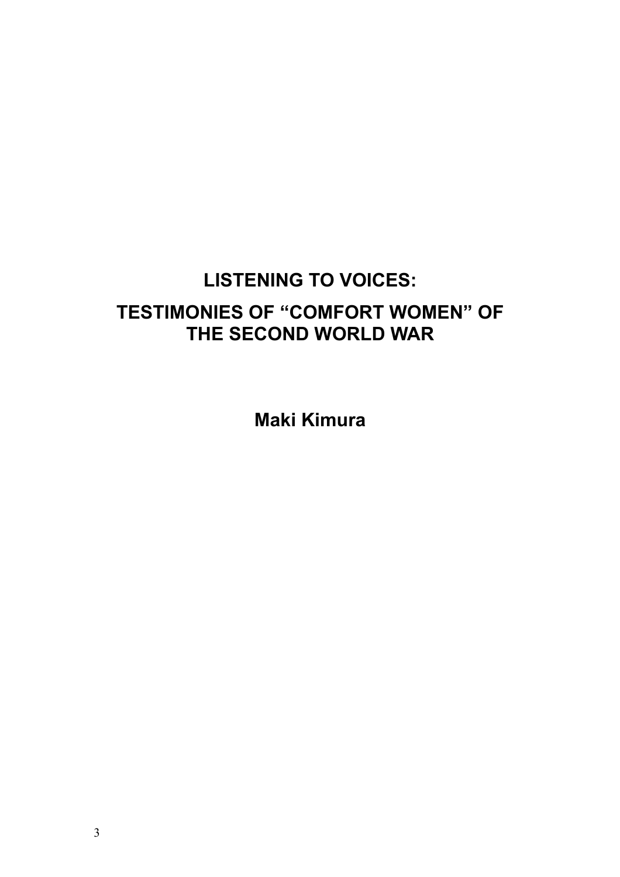# LISTENING TO VOICES:

# TESTIMONIES OF "COMFORT WOMEN" OF THE SECOND WORLD WAR

**Maki Kimura**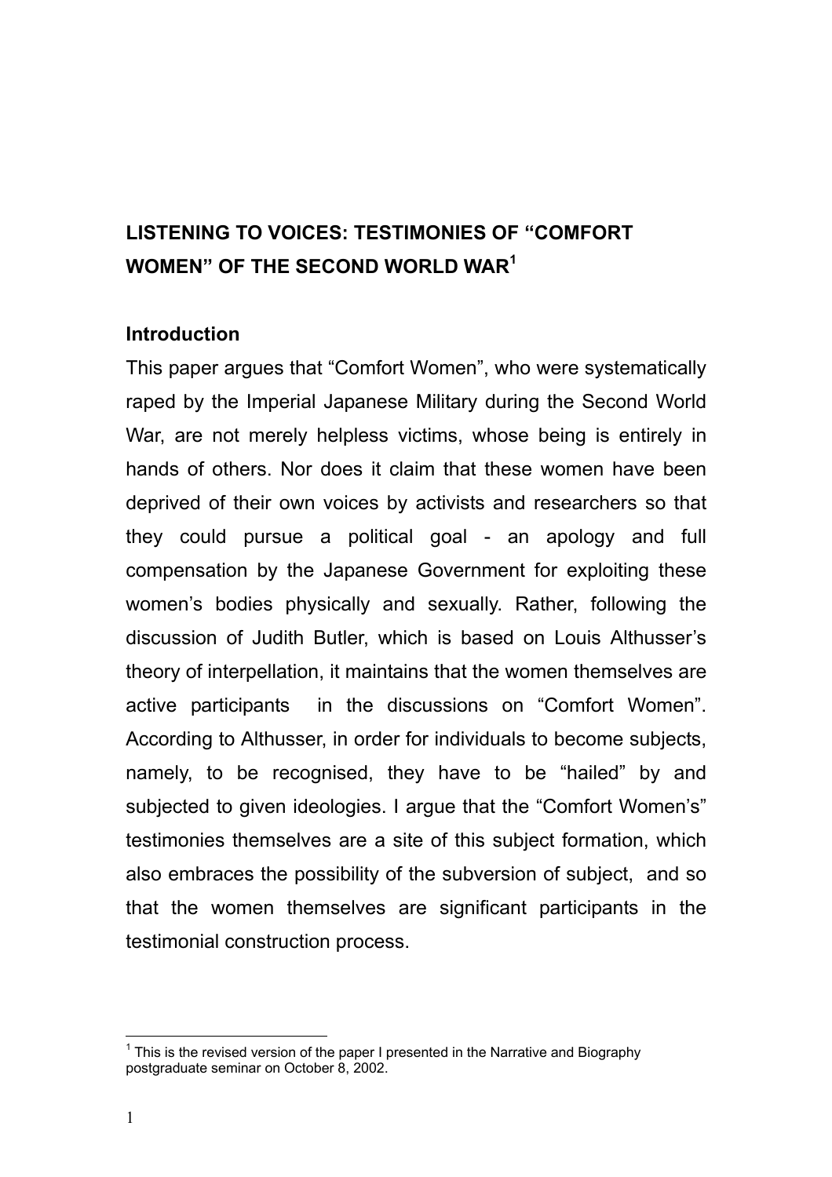# LISTENING TO VOICES: TESTIMONIES OF "COMFORT WOMEN" OF THE SECOND WORLD WAR[1]

## Introduction

This paper argues that "Comfort Women", who were systematically raped by the Imperial Japanese Military during the Second World War, are not merely helpless victims, whose being is entirely in hands of others. Nor does it claim that these women have been deprived of their own voices by activists and researchers so that they could pursue a political goal - an apology and full compensation by the Japanese Government for exploiting these women's bodies physically and sexually. Rather, following the discussion of Judith Butler, which is based on Louis Althusser's theory of interpellation, it maintains that the women themselves are active participants in the discussions on "Comfort Women". According to Althusser, in order for individuals to become subjects, namely, to be recognised, they have to be "hailed" by and subjected to given ideologies. I argue that the "Comfort Women's" testimonies themselves are a site of this subject formation, which also embraces the possibility of the subversion of subject, and so that the women themselves are significant participants in the testimonial construction process.

[1] This is the revised version of the paper I presented in the Narrative and Biography postgraduate seminar on October 8, 2002.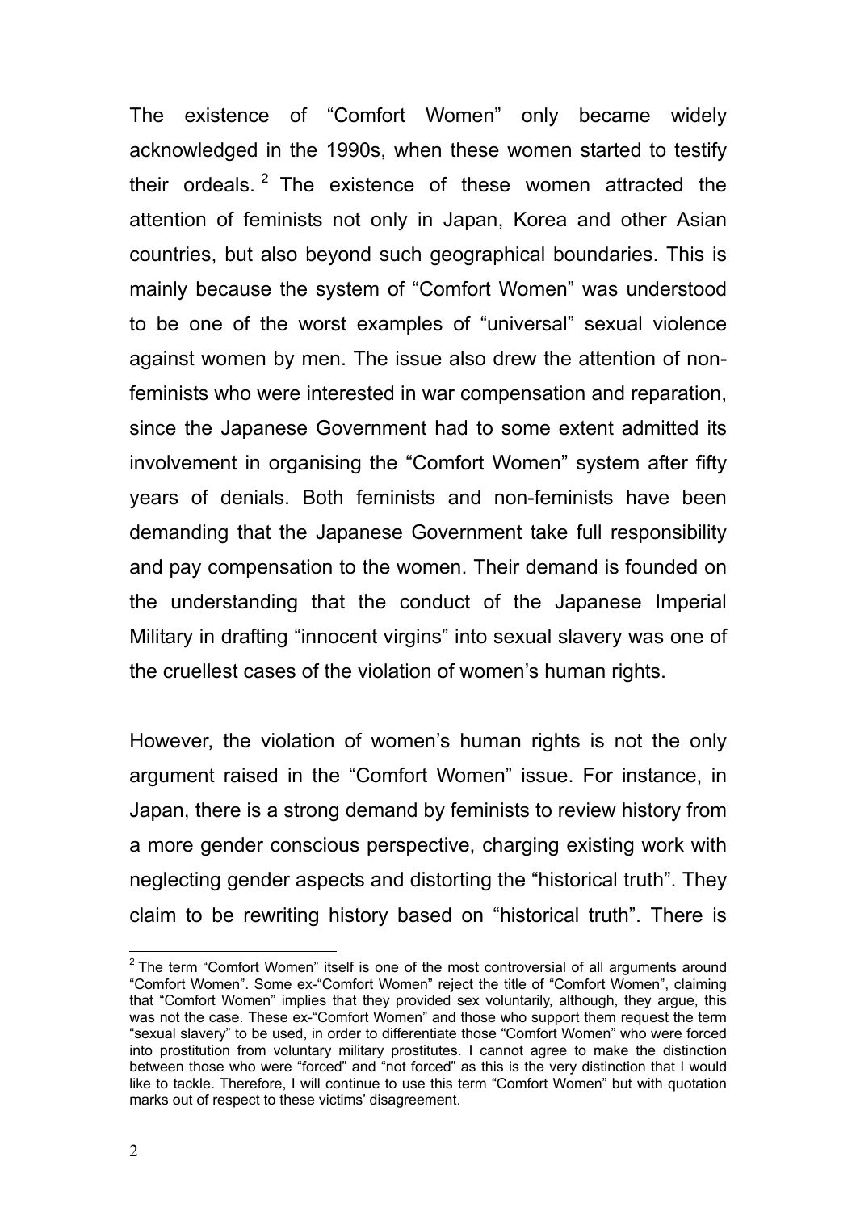The existence of "Comfort Women" only became widely acknowledged in the 1990s, when these women started to testify their ordeals.[2] The existence of these women attracted the attention of feminists not only in Japan, Korea and other Asian countries, but also beyond such geographical boundaries. This is mainly because the system of "Comfort Women" was understood to be one of the worst examples of "universal" sexual violence against women by men. The issue also drew the attention of non-feminists who were interested in war compensation and reparation, since the Japanese Government had to some extent admitted its involvement in organising the "Comfort Women" system after fifty years of denials. Both feminists and non-feminists have been demanding that the Japanese Government take full responsibility and pay compensation to the women. Their demand is founded on the understanding that the conduct of the Japanese Imperial Military in drafting "innocent virgins" into sexual slavery was one of the cruellest cases of the violation of women's human rights.

However, the violation of women's human rights is not the only argument raised in the "Comfort Women" issue. For instance, in Japan, there is a strong demand by feminists to review history from a more gender conscious perspective, charging existing work with neglecting gender aspects and distorting the "historical truth". They claim to be rewriting history based on "historical truth". There is

---

[2] The term "Comfort Women" itself is one of the most controversial of all arguments around "Comfort Women". Some ex-"Comfort Women" reject the title of "Comfort Women", claiming that "Comfort Women" implies that they provided sex voluntarily, although, they argue, this was not the case. These ex-"Comfort Women" and those who support them request the term "sexual slavery" to be used, in order to differentiate those "Comfort Women" who were forced into prostitution from voluntary military prostitutes. I cannot agree to make the distinction between those who were "forced" and "not forced" as this is the very distinction that I would like to tackle. Therefore, I will continue to use this term "Comfort Women" but with quotation marks out of respect to these victims' disagreement.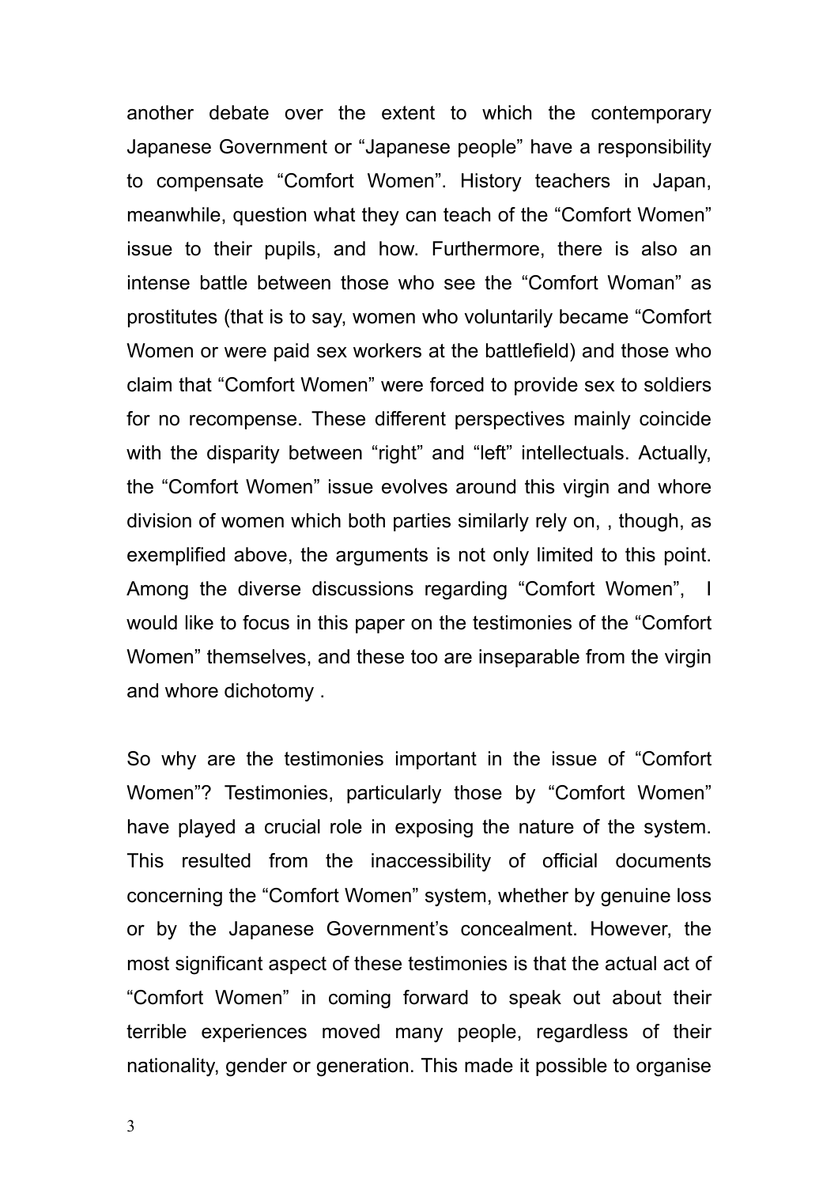another debate over the extent to which the contemporary Japanese Government or "Japanese people" have a responsibility to compensate "Comfort Women". History teachers in Japan, meanwhile, question what they can teach of the "Comfort Women" issue to their pupils, and how. Furthermore, there is also an intense battle between those who see the "Comfort Woman" as prostitutes (that is to say, women who voluntarily became "Comfort Women or were paid sex workers at the battlefield) and those who claim that "Comfort Women" were forced to provide sex to soldiers for no recompense. These different perspectives mainly coincide with the disparity between "right" and "left" intellectuals. Actually, the "Comfort Women" issue evolves around this virgin and whore division of women which both parties similarly rely on, , though, as exemplified above, the arguments is not only limited to this point. Among the diverse discussions regarding "Comfort Women", I would like to focus in this paper on the testimonies of the "Comfort Women" themselves, and these too are inseparable from the virgin and whore dichotomy .

So why are the testimonies important in the issue of "Comfort Women"? Testimonies, particularly those by "Comfort Women" have played a crucial role in exposing the nature of the system. This resulted from the inaccessibility of official documents concerning the "Comfort Women" system, whether by genuine loss or by the Japanese Government's concealment. However, the most significant aspect of these testimonies is that the actual act of "Comfort Women" in coming forward to speak out about their terrible experiences moved many people, regardless of their nationality, gender or generation. This made it possible to organise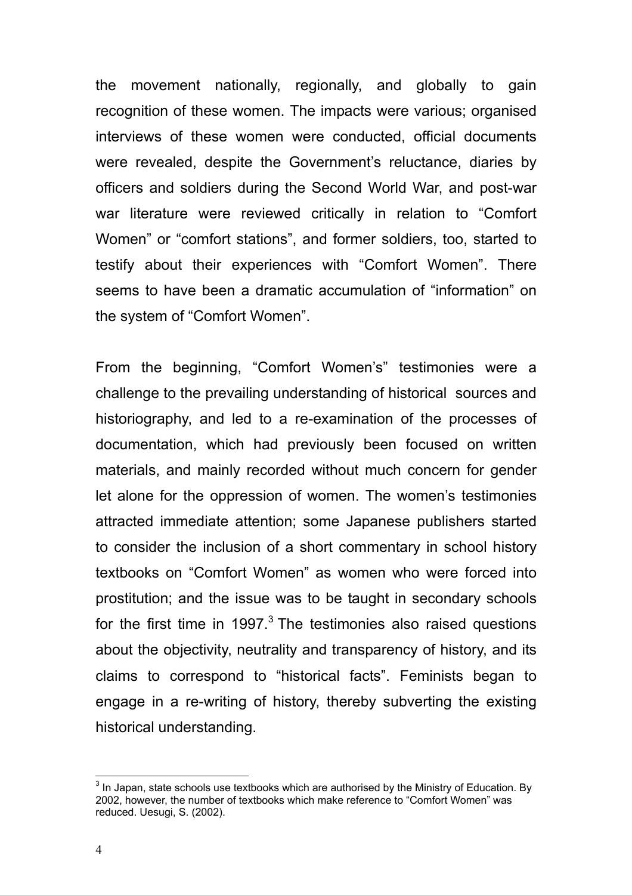the movement nationally, regionally, and globally to gain recognition of these women. The impacts were various; organised interviews of these women were conducted, official documents were revealed, despite the Government's reluctance, diaries by officers and soldiers during the Second World War, and post-war war literature were reviewed critically in relation to "Comfort Women" or "comfort stations", and former soldiers, too, started to testify about their experiences with "Comfort Women". There seems to have been a dramatic accumulation of "information" on the system of "Comfort Women".

From the beginning, "Comfort Women's" testimonies were a challenge to the prevailing understanding of historical sources and historiography, and led to a re-examination of the processes of documentation, which had previously been focused on written materials, and mainly recorded without much concern for gender let alone for the oppression of women. The women's testimonies attracted immediate attention; some Japanese publishers started to consider the inclusion of a short commentary in school history textbooks on "Comfort Women" as women who were forced into prostitution; and the issue was to be taught in secondary schools for the first time in 1997.[3] The testimonies also raised questions about the objectivity, neutrality and transparency of history, and its claims to correspond to "historical facts". Feminists began to engage in a re-writing of history, thereby subverting the existing historical understanding.

---

[3] In Japan, state schools use textbooks which are authorised by the Ministry of Education. By 2002, however, the number of textbooks which make reference to "Comfort Women" was reduced. Uesugi, S. (2002).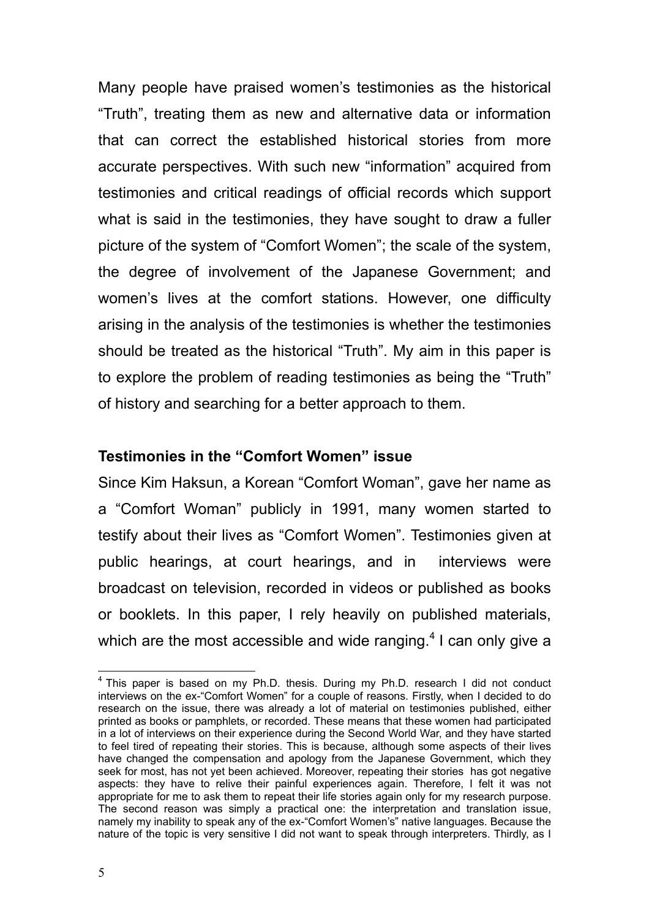Many people have praised women's testimonies as the historical "Truth", treating them as new and alternative data or information that can correct the established historical stories from more accurate perspectives. With such new "information" acquired from testimonies and critical readings of official records which support what is said in the testimonies, they have sought to draw a fuller picture of the system of "Comfort Women"; the scale of the system, the degree of involvement of the Japanese Government; and women's lives at the comfort stations. However, one difficulty arising in the analysis of the testimonies is whether the testimonies should be treated as the historical "Truth". My aim in this paper is to explore the problem of reading testimonies as being the "Truth" of history and searching for a better approach to them.

## Testimonies in the "Comfort Women" issue

Since Kim Haksun, a Korean "Comfort Woman", gave her name as a "Comfort Woman" publicly in 1991, many women started to testify about their lives as "Comfort Women". Testimonies given at public hearings, at court hearings, and in interviews were broadcast on television, recorded in videos or published as books or booklets. In this paper, I rely heavily on published materials, which are the most accessible and wide ranging.[4] I can only give a

---

[4] This paper is based on my Ph.D. thesis. During my Ph.D. research I did not conduct interviews on the ex-"Comfort Women" for a couple of reasons. Firstly, when I decided to do research on the issue, there was already a lot of material on testimonies published, either printed as books or pamphlets, or recorded. These means that these women had participated in a lot of interviews on their experience during the Second World War, and they have started to feel tired of repeating their stories. This is because, although some aspects of their lives have changed the compensation and apology from the Japanese Government, which they seek for most, has not yet been achieved. Moreover, repeating their stories has got negative aspects: they have to relive their painful experiences again. Therefore, I felt it was not appropriate for me to ask them to repeat their life stories again only for my research purpose. The second reason was simply a practical one: the interpretation and translation issue, namely my inability to speak any of the ex-"Comfort Women's" native languages. Because the nature of the topic is very sensitive I did not want to speak through interpreters. Thirdly, as I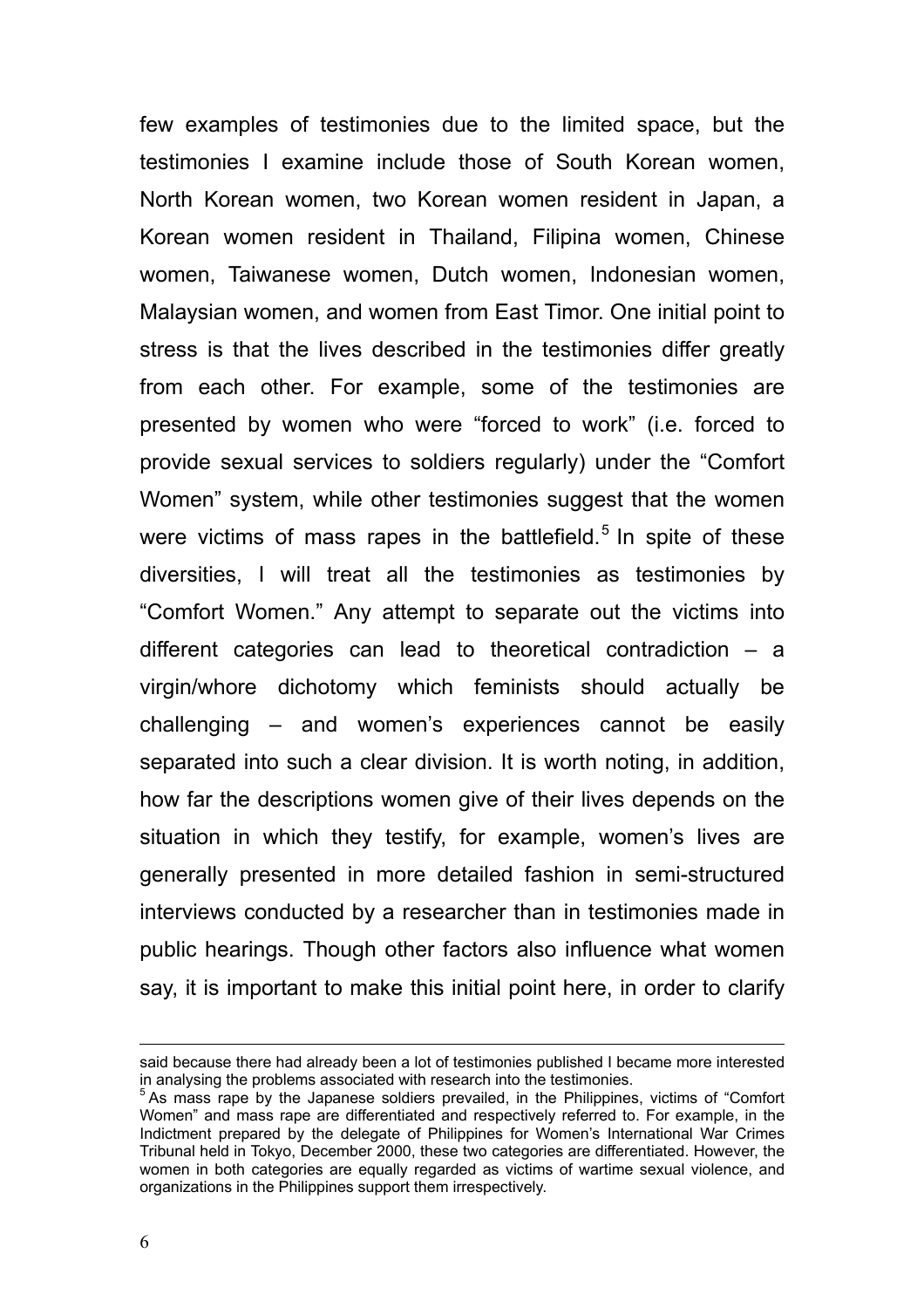few examples of testimonies due to the limited space, but the testimonies I examine include those of South Korean women, North Korean women, two Korean women resident in Japan, a Korean women resident in Thailand, Filipina women, Chinese women, Taiwanese women, Dutch women, Indonesian women, Malaysian women, and women from East Timor. One initial point to stress is that the lives described in the testimonies differ greatly from each other. For example, some of the testimonies are presented by women who were "forced to work" (i.e. forced to provide sexual services to soldiers regularly) under the "Comfort Women" system, while other testimonies suggest that the women were victims of mass rapes in the battlefield.[5] In spite of these diversities, I will treat all the testimonies as testimonies by "Comfort Women." Any attempt to separate out the victims into different categories can lead to theoretical contradiction – a virgin/whore dichotomy which feminists should actually be challenging – and women's experiences cannot be easily separated into such a clear division. It is worth noting, in addition, how far the descriptions women give of their lives depends on the situation in which they testify, for example, women's lives are generally presented in more detailed fashion in semi-structured interviews conducted by a researcher than in testimonies made in public hearings. Though other factors also influence what women say, it is important to make this initial point here, in order to clarify

---

said because there had already been a lot of testimonies published I became more interested in analysing the problems associated with research into the testimonies.

[5] As mass rape by the Japanese soldiers prevailed, in the Philippines, victims of "Comfort Women" and mass rape are differentiated and respectively referred to. For example, in the Indictment prepared by the delegate of Philippines for Women's International War Crimes Tribunal held in Tokyo, December 2000, these two categories are differentiated. However, the women in both categories are equally regarded as victims of wartime sexual violence, and organizations in the Philippines support them irrespectively.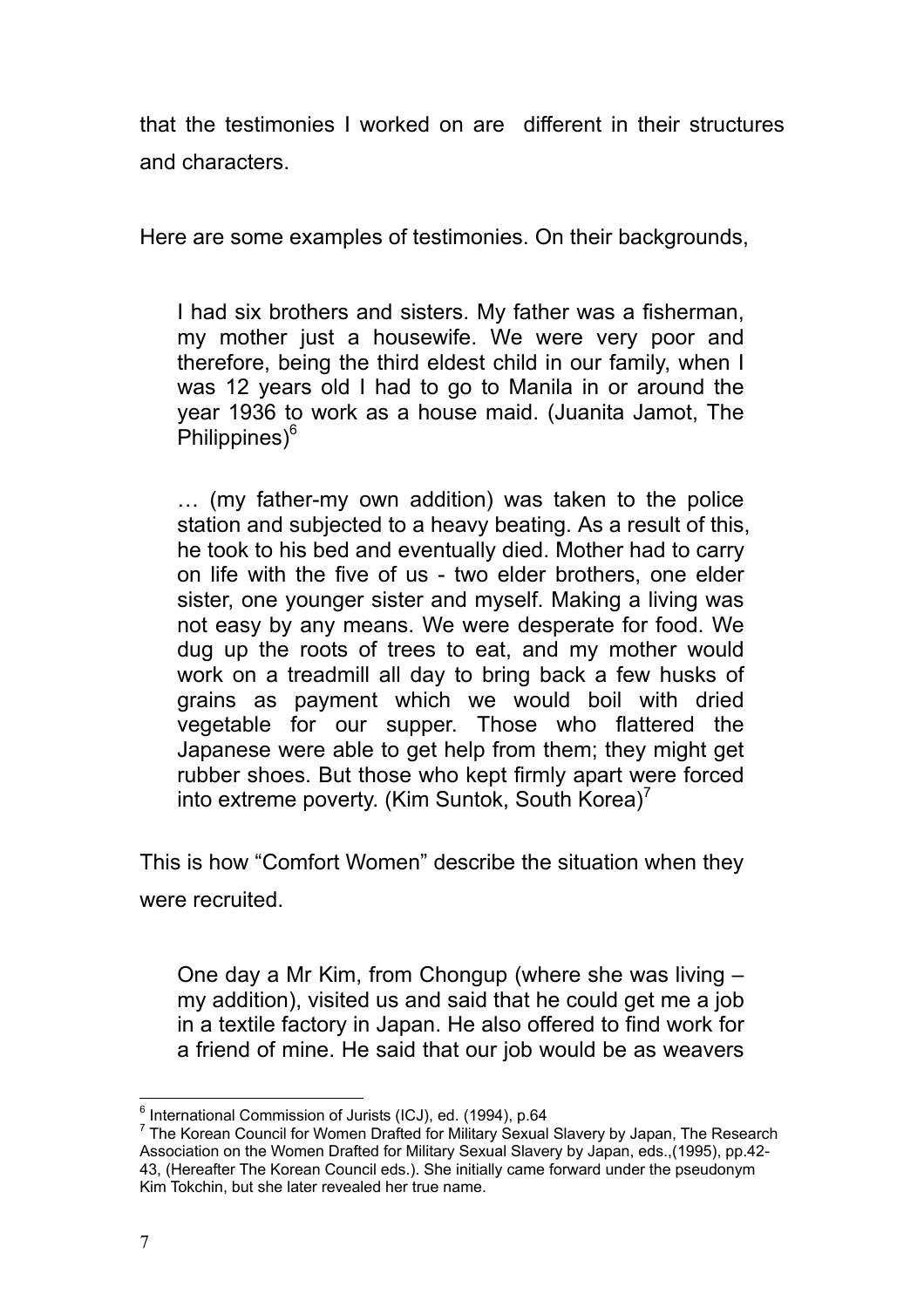that the testimonies I worked on are different in their structures and characters.

Here are some examples of testimonies. On their backgrounds,

> I had six brothers and sisters. My father was a fisherman, my mother just a housewife. We were very poor and therefore, being the third eldest child in our family, when I was 12 years old I had to go to Manila in or around the year 1936 to work as a house maid. (Juanita Jamot, The Philippines)[6]

> … (my father-my own addition) was taken to the police station and subjected to a heavy beating. As a result of this, he took to his bed and eventually died. Mother had to carry on life with the five of us - two elder brothers, one elder sister, one younger sister and myself. Making a living was not easy by any means. We were desperate for food. We dug up the roots of trees to eat, and my mother would work on a treadmill all day to bring back a few husks of grains as payment which we would boil with dried vegetable for our supper. Those who flattered the Japanese were able to get help from them; they might get rubber shoes. But those who kept firmly apart were forced into extreme poverty. (Kim Suntok, South Korea)[7]

This is how "Comfort Women" describe the situation when they were recruited.

> One day a Mr Kim, from Chongup (where she was living – my addition), visited us and said that he could get me a job in a textile factory in Japan. He also offered to find work for a friend of mine. He said that our job would be as weavers

---

[6] International Commission of Jurists (ICJ), ed. (1994), p.64

[7] The Korean Council for Women Drafted for Military Sexual Slavery by Japan, The Research Association on the Women Drafted for Military Sexual Slavery by Japan, eds.,(1995), pp.42-43, (Hereafter The Korean Council eds.). She initially came forward under the pseudonym Kim Tokchin, but she later revealed her true name.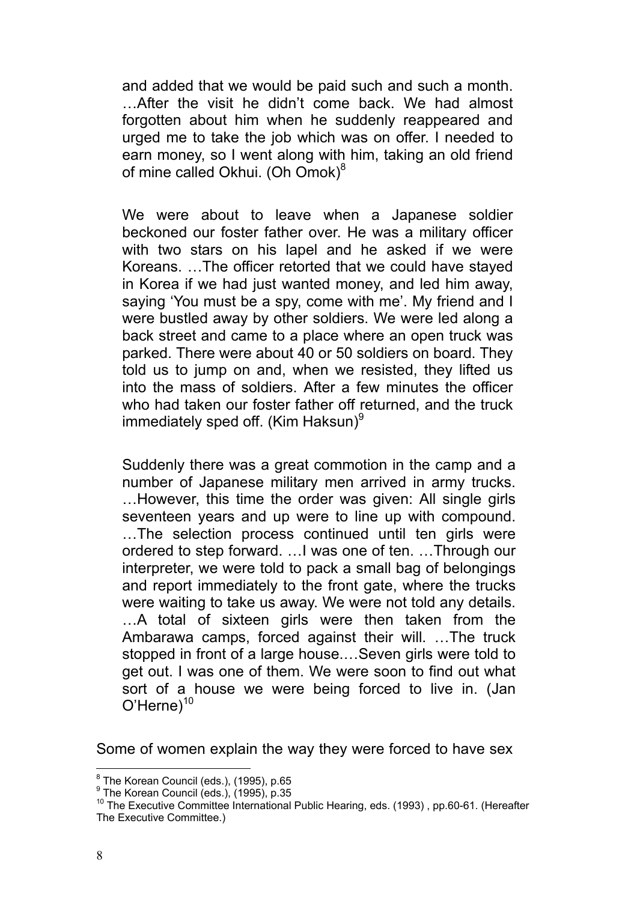and added that we would be paid such and such a month. …After the visit he didn't come back. We had almost forgotten about him when he suddenly reappeared and urged me to take the job which was on offer. I needed to earn money, so I went along with him, taking an old friend of mine called Okhui. (Oh Omok)[8]

We were about to leave when a Japanese soldier beckoned our foster father over. He was a military officer with two stars on his lapel and he asked if we were Koreans. …The officer retorted that we could have stayed in Korea if we had just wanted money, and led him away, saying 'You must be a spy, come with me'. My friend and I were bustled away by other soldiers. We were led along a back street and came to a place where an open truck was parked. There were about 40 or 50 soldiers on board. They told us to jump on and, when we resisted, they lifted us into the mass of soldiers. After a few minutes the officer who had taken our foster father off returned, and the truck immediately sped off. (Kim Haksun)[9]

Suddenly there was a great commotion in the camp and a number of Japanese military men arrived in army trucks. …However, this time the order was given: All single girls seventeen years and up were to line up with compound. …The selection process continued until ten girls were ordered to step forward. …I was one of ten. …Through our interpreter, we were told to pack a small bag of belongings and report immediately to the front gate, where the trucks were waiting to take us away. We were not told any details. …A total of sixteen girls were then taken from the Ambarawa camps, forced against their will. …The truck stopped in front of a large house.…Seven girls were told to get out. I was one of them. We were soon to find out what sort of a house we were being forced to live in. (Jan O'Herne)[10]

Some of women explain the way they were forced to have sex

[8] The Korean Council (eds.), (1995), p.65

[9] The Korean Council (eds.), (1995), p.35

[10] The Executive Committee International Public Hearing, eds. (1993) , pp.60-61. (Hereafter The Executive Committee.)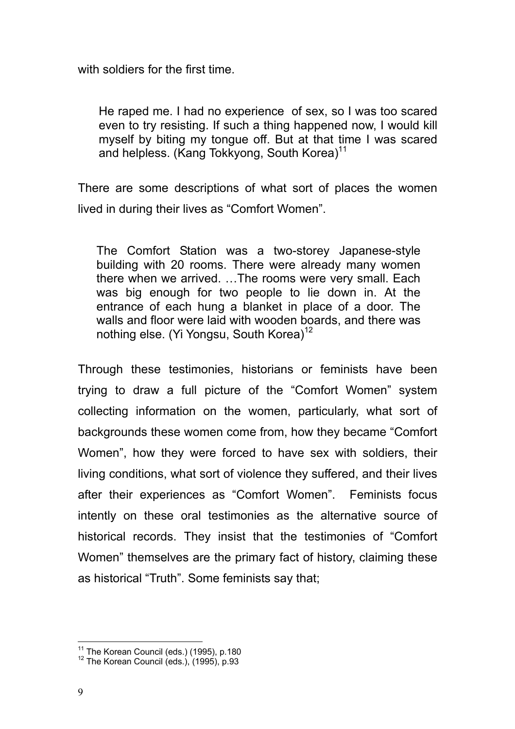with soldiers for the first time.

> He raped me. I had no experience of sex, so I was too scared even to try resisting. If such a thing happened now, I would kill myself by biting my tongue off. But at that time I was scared and helpless. (Kang Tokkyong, South Korea)[11]

There are some descriptions of what sort of places the women lived in during their lives as "Comfort Women".

> The Comfort Station was a two-storey Japanese-style building with 20 rooms. There were already many women there when we arrived. …The rooms were very small. Each was big enough for two people to lie down in. At the entrance of each hung a blanket in place of a door. The walls and floor were laid with wooden boards, and there was nothing else. (Yi Yongsu, South Korea)[12]

Through these testimonies, historians or feminists have been trying to draw a full picture of the "Comfort Women" system collecting information on the women, particularly, what sort of backgrounds these women come from, how they became "Comfort Women", how they were forced to have sex with soldiers, their living conditions, what sort of violence they suffered, and their lives after their experiences as "Comfort Women". Feminists focus intently on these oral testimonies as the alternative source of historical records. They insist that the testimonies of "Comfort Women" themselves are the primary fact of history, claiming these as historical "Truth". Some feminists say that;

---

[11] The Korean Council (eds.) (1995), p.180

[12] The Korean Council (eds.), (1995), p.93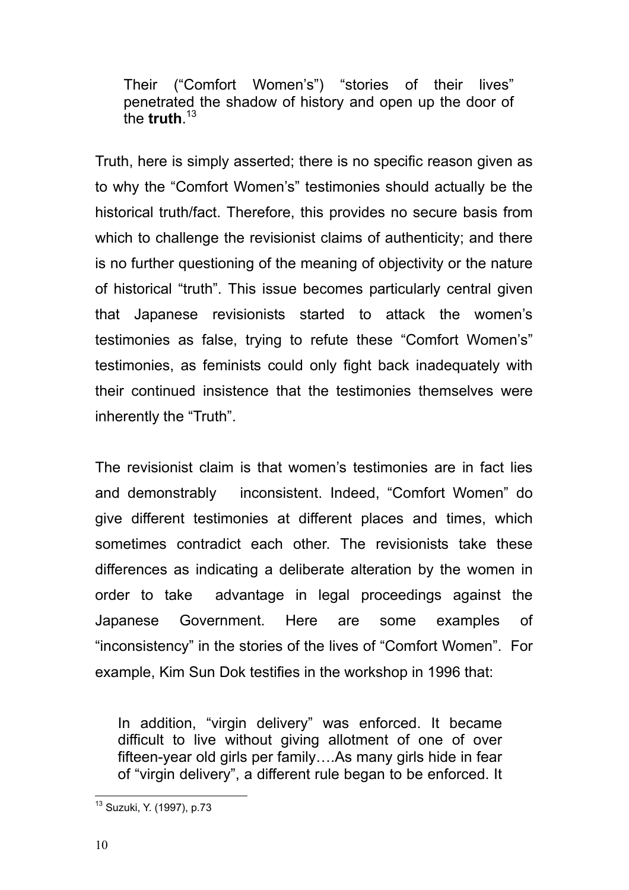> Their ("Comfort Women's") "stories of their lives" penetrated the shadow of history and open up the door of the **truth**.[13]

Truth, here is simply asserted; there is no specific reason given as to why the "Comfort Women's" testimonies should actually be the historical truth/fact. Therefore, this provides no secure basis from which to challenge the revisionist claims of authenticity; and there is no further questioning of the meaning of objectivity or the nature of historical "truth". This issue becomes particularly central given that Japanese revisionists started to attack the women's testimonies as false, trying to refute these "Comfort Women's" testimonies, as feminists could only fight back inadequately with their continued insistence that the testimonies themselves were inherently the "Truth".

The revisionist claim is that women's testimonies are in fact lies and demonstrably inconsistent. Indeed, "Comfort Women" do give different testimonies at different places and times, which sometimes contradict each other. The revisionists take these differences as indicating a deliberate alteration by the women in order to take advantage in legal proceedings against the Japanese Government. Here are some examples of "inconsistency" in the stories of the lives of "Comfort Women". For example, Kim Sun Dok testifies in the workshop in 1996 that:

> In addition, "virgin delivery" was enforced. It became difficult to live without giving allotment of one of over fifteen-year old girls per family….As many girls hide in fear of "virgin delivery", a different rule began to be enforced. It

[13] Suzuki, Y. (1997), p.73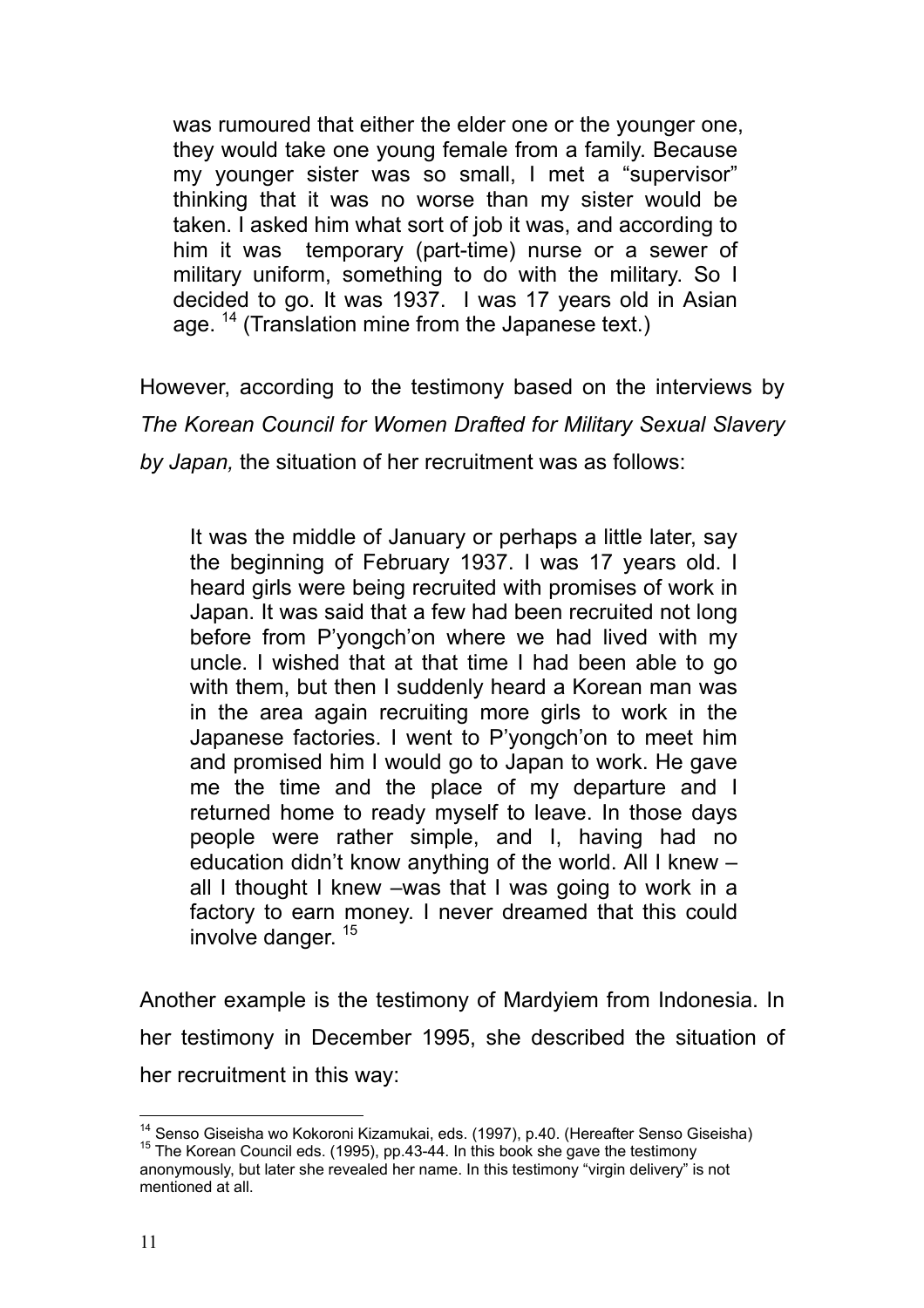> was rumoured that either the elder one or the younger one, they would take one young female from a family. Because my younger sister was so small, I met a "supervisor" thinking that it was no worse than my sister would be taken. I asked him what sort of job it was, and according to him it was temporary (part-time) nurse or a sewer of military uniform, something to do with the military. So I decided to go. It was 1937. I was 17 years old in Asian age. [14] (Translation mine from the Japanese text.)

However, according to the testimony based on the interviews by *The Korean Council for Women Drafted for Military Sexual Slavery by Japan,* the situation of her recruitment was as follows:

> It was the middle of January or perhaps a little later, say the beginning of February 1937. I was 17 years old. I heard girls were being recruited with promises of work in Japan. It was said that a few had been recruited not long before from P'yongch'on where we had lived with my uncle. I wished that at that time I had been able to go with them, but then I suddenly heard a Korean man was in the area again recruiting more girls to work in the Japanese factories. I went to P'yongch'on to meet him and promised him I would go to Japan to work. He gave me the time and the place of my departure and I returned home to ready myself to leave. In those days people were rather simple, and I, having had no education didn't know anything of the world. All I knew – all I thought I knew –was that I was going to work in a factory to earn money. I never dreamed that this could involve danger. [15]

Another example is the testimony of Mardyiem from Indonesia. In her testimony in December 1995, she described the situation of her recruitment in this way:

---

[14] Senso Giseisha wo Kokoroni Kizamukai, eds. (1997), p.40. (Hereafter Senso Giseisha)

[15] The Korean Council eds. (1995), pp.43-44. In this book she gave the testimony anonymously, but later she revealed her name. In this testimony "virgin delivery" is not mentioned at all.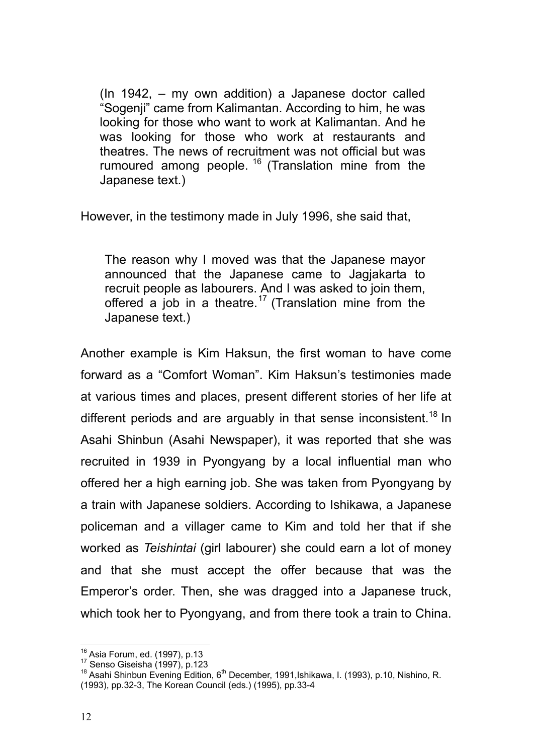> (In 1942, – my own addition) a Japanese doctor called "Sogenji" came from Kalimantan. According to him, he was looking for those who want to work at Kalimantan. And he was looking for those who work at restaurants and theatres. The news of recruitment was not official but was rumoured among people. [16] (Translation mine from the Japanese text.)

However, in the testimony made in July 1996, she said that,

> The reason why I moved was that the Japanese mayor announced that the Japanese came to Jagjakarta to recruit people as labourers. And I was asked to join them, offered a job in a theatre. [17] (Translation mine from the Japanese text.)

Another example is Kim Haksun, the first woman to have come forward as a "Comfort Woman". Kim Haksun's testimonies made at various times and places, present different stories of her life at different periods and are arguably in that sense inconsistent.[18] In Asahi Shinbun (Asahi Newspaper), it was reported that she was recruited in 1939 in Pyongyang by a local influential man who offered her a high earning job. She was taken from Pyongyang by a train with Japanese soldiers. According to Ishikawa, a Japanese policeman and a villager came to Kim and told her that if she worked as *Teishintai* (girl labourer) she could earn a lot of money and that she must accept the offer because that was the Emperor's order. Then, she was dragged into a Japanese truck, which took her to Pyongyang, and from there took a train to China.

---

[16] Asia Forum, ed. (1997), p.13

[17] Senso Giseisha (1997), p.123

[18] Asahi Shinbun Evening Edition, 6th December, 1991, Ishikawa, I. (1993), p.10, Nishino, R. (1993), pp.32-3, The Korean Council (eds.) (1995), pp.33-4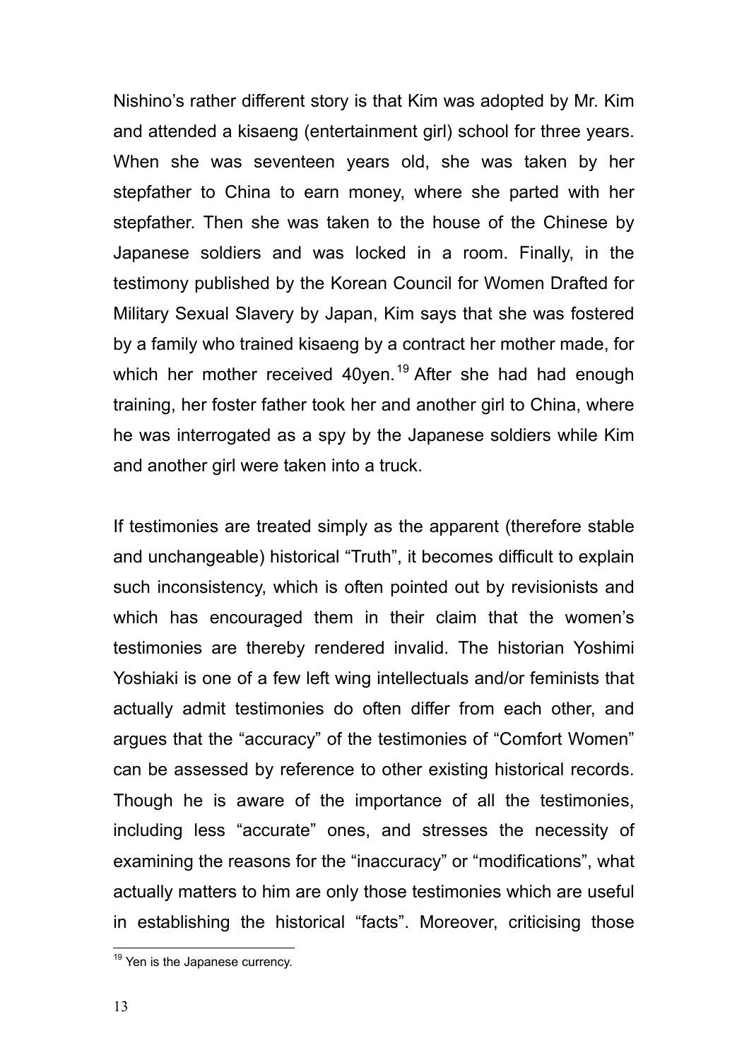Nishino's rather different story is that Kim was adopted by Mr. Kim and attended a kisaeng (entertainment girl) school for three years. When she was seventeen years old, she was taken by her stepfather to China to earn money, where she parted with her stepfather. Then she was taken to the house of the Chinese by Japanese soldiers and was locked in a room. Finally, in the testimony published by the Korean Council for Women Drafted for Military Sexual Slavery by Japan, Kim says that she was fostered by a family who trained kisaeng by a contract her mother made, for which her mother received 40yen.[19] After she had had enough training, her foster father took her and another girl to China, where he was interrogated as a spy by the Japanese soldiers while Kim and another girl were taken into a truck.

If testimonies are treated simply as the apparent (therefore stable and unchangeable) historical "Truth", it becomes difficult to explain such inconsistency, which is often pointed out by revisionists and which has encouraged them in their claim that the women's testimonies are thereby rendered invalid. The historian Yoshimi Yoshiaki is one of a few left wing intellectuals and/or feminists that actually admit testimonies do often differ from each other, and argues that the "accuracy" of the testimonies of "Comfort Women" can be assessed by reference to other existing historical records. Though he is aware of the importance of all the testimonies, including less "accurate" ones, and stresses the necessity of examining the reasons for the "inaccuracy" or "modifications", what actually matters to him are only those testimonies which are useful in establishing the historical "facts". Moreover, criticising those

[19] Yen is the Japanese currency.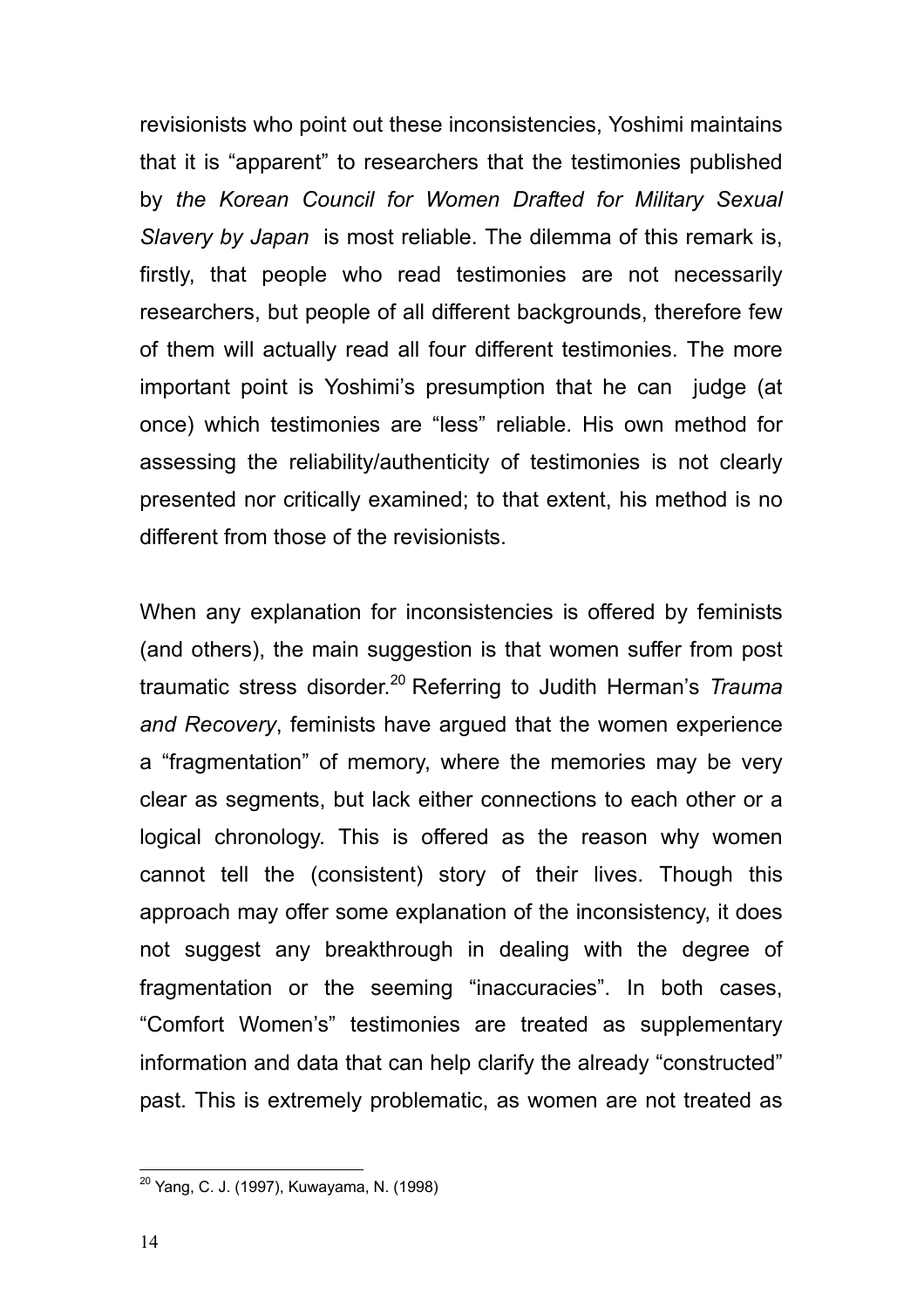revisionists who point out these inconsistencies, Yoshimi maintains that it is "apparent" to researchers that the testimonies published by *the Korean Council for Women Drafted for Military Sexual Slavery by Japan* is most reliable. The dilemma of this remark is, firstly, that people who read testimonies are not necessarily researchers, but people of all different backgrounds, therefore few of them will actually read all four different testimonies. The more important point is Yoshimi's presumption that he can judge (at once) which testimonies are "less" reliable. His own method for assessing the reliability/authenticity of testimonies is not clearly presented nor critically examined; to that extent, his method is no different from those of the revisionists.

When any explanation for inconsistencies is offered by feminists (and others), the main suggestion is that women suffer from post traumatic stress disorder.[20] Referring to Judith Herman's *Trauma and Recovery*, feminists have argued that the women experience a "fragmentation" of memory, where the memories may be very clear as segments, but lack either connections to each other or a logical chronology. This is offered as the reason why women cannot tell the (consistent) story of their lives. Though this approach may offer some explanation of the inconsistency, it does not suggest any breakthrough in dealing with the degree of fragmentation or the seeming "inaccuracies". In both cases, "Comfort Women's" testimonies are treated as supplementary information and data that can help clarify the already "constructed" past. This is extremely problematic, as women are not treated as

[20] Yang, C. J. (1997), Kuwayama, N. (1998)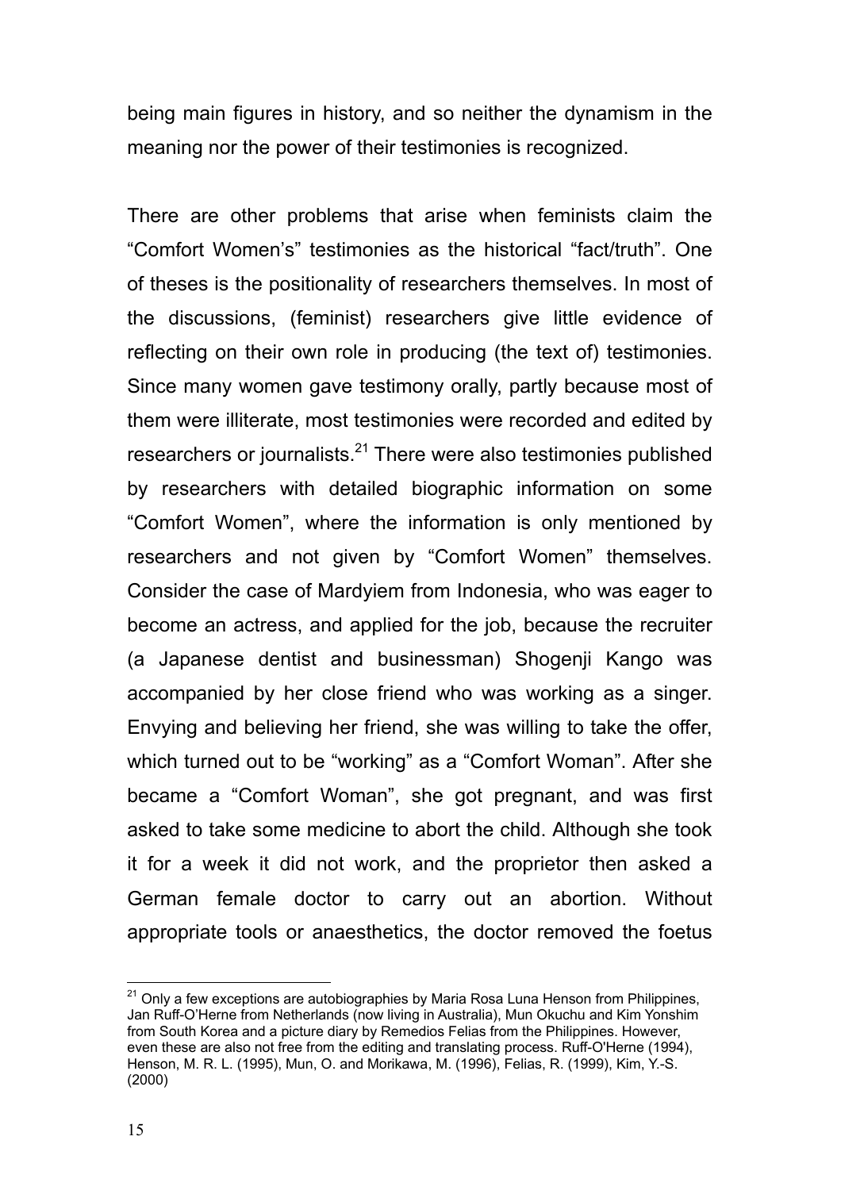being main figures in history, and so neither the dynamism in the meaning nor the power of their testimonies is recognized.

There are other problems that arise when feminists claim the "Comfort Women's" testimonies as the historical "fact/truth". One of theses is the positionality of researchers themselves. In most of the discussions, (feminist) researchers give little evidence of reflecting on their own role in producing (the text of) testimonies. Since many women gave testimony orally, partly because most of them were illiterate, most testimonies were recorded and edited by researchers or journalists.[21] There were also testimonies published by researchers with detailed biographic information on some "Comfort Women", where the information is only mentioned by researchers and not given by "Comfort Women" themselves. Consider the case of Mardyiem from Indonesia, who was eager to become an actress, and applied for the job, because the recruiter (a Japanese dentist and businessman) Shogenji Kango was accompanied by her close friend who was working as a singer. Envying and believing her friend, she was willing to take the offer, which turned out to be "working" as a "Comfort Woman". After she became a "Comfort Woman", she got pregnant, and was first asked to take some medicine to abort the child. Although she took it for a week it did not work, and the proprietor then asked a German female doctor to carry out an abortion. Without appropriate tools or anaesthetics, the doctor removed the foetus

[21] Only a few exceptions are autobiographies by Maria Rosa Luna Henson from Philippines, Jan Ruff-O'Herne from Netherlands (now living in Australia), Mun Okuchu and Kim Yonshim from South Korea and a picture diary by Remedios Felias from the Philippines. However, even these are also not free from the editing and translating process. Ruff-O'Herne (1994), Henson, M. R. L. (1995), Mun, O. and Morikawa, M. (1996), Felias, R. (1999), Kim, Y.-S. (2000)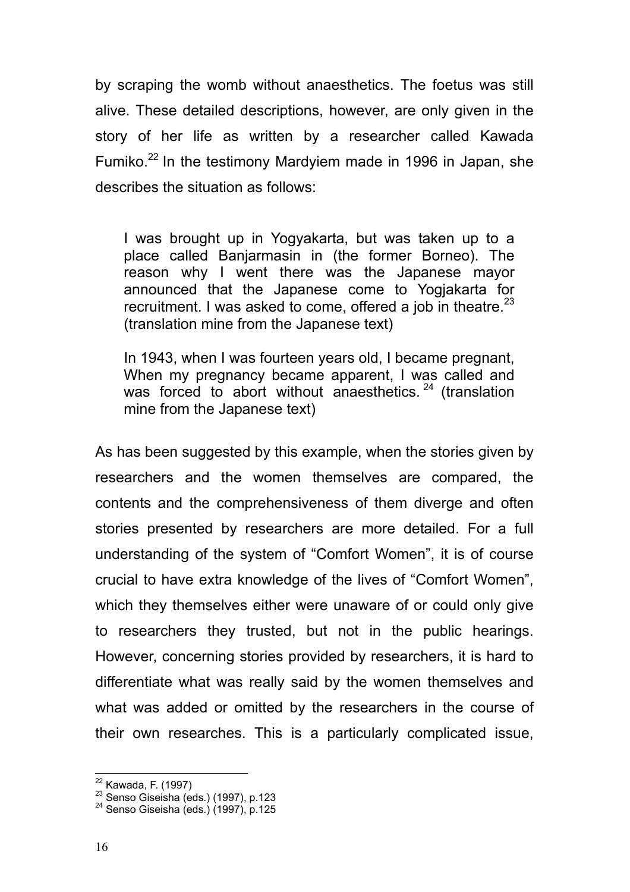by scraping the womb without anaesthetics. The foetus was still alive. These detailed descriptions, however, are only given in the story of her life as written by a researcher called Kawada Fumiko.[22] In the testimony Mardyiem made in 1996 in Japan, she describes the situation as follows:

> I was brought up in Yogyakarta, but was taken up to a place called Banjarmasin in (the former Borneo). The reason why I went there was the Japanese mayor announced that the Japanese come to Yogjakarta for recruitment. I was asked to come, offered a job in theatre.[23] (translation mine from the Japanese text)
>
> In 1943, when I was fourteen years old, I became pregnant, When my pregnancy became apparent, I was called and was forced to abort without anaesthetics.[24] (translation mine from the Japanese text)

As has been suggested by this example, when the stories given by researchers and the women themselves are compared, the contents and the comprehensiveness of them diverge and often stories presented by researchers are more detailed. For a full understanding of the system of "Comfort Women", it is of course crucial to have extra knowledge of the lives of "Comfort Women", which they themselves either were unaware of or could only give to researchers they trusted, but not in the public hearings. However, concerning stories provided by researchers, it is hard to differentiate what was really said by the women themselves and what was added or omitted by the researchers in the course of their own researches. This is a particularly complicated issue,

---

[22] Kawada, F. (1997)

[23] Senso Giseisha (eds.) (1997), p.123

[24] Senso Giseisha (eds.) (1997), p.125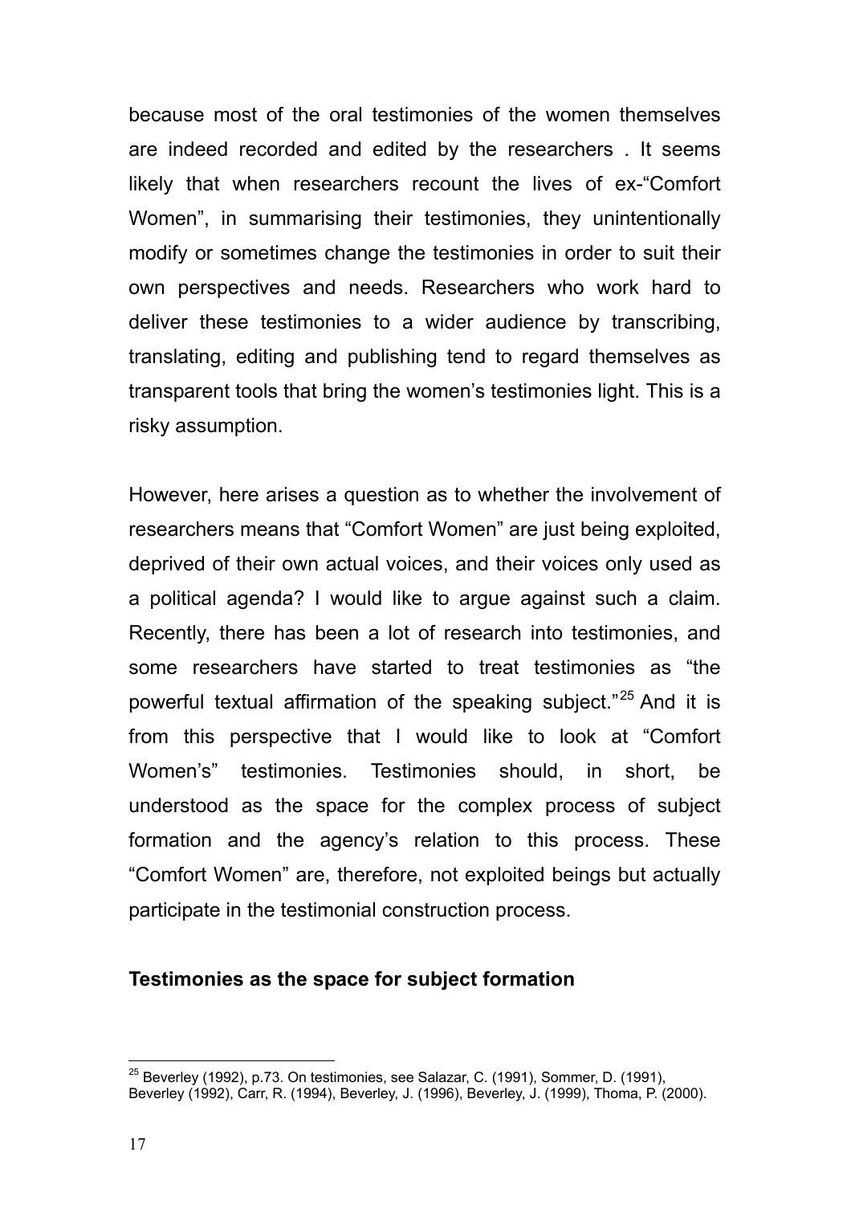because most of the oral testimonies of the women themselves are indeed recorded and edited by the researchers . It seems likely that when researchers recount the lives of ex-"Comfort Women", in summarising their testimonies, they unintentionally modify or sometimes change the testimonies in order to suit their own perspectives and needs. Researchers who work hard to deliver these testimonies to a wider audience by transcribing, translating, editing and publishing tend to regard themselves as transparent tools that bring the women's testimonies light. This is a risky assumption.

However, here arises a question as to whether the involvement of researchers means that "Comfort Women" are just being exploited, deprived of their own actual voices, and their voices only used as a political agenda? I would like to argue against such a claim. Recently, there has been a lot of research into testimonies, and some researchers have started to treat testimonies as "the powerful textual affirmation of the speaking subject."[25] And it is from this perspective that I would like to look at "Comfort Women's" testimonies. Testimonies should, in short, be understood as the space for the complex process of subject formation and the agency's relation to this process. These "Comfort Women" are, therefore, not exploited beings but actually participate in the testimonial construction process.

## Testimonies as the space for subject formation

[25] Beverley (1992), p.73. On testimonies, see Salazar, C. (1991), Sommer, D. (1991), Beverley (1992), Carr, R. (1994), Beverley, J. (1996), Beverley, J. (1999), Thoma, P. (2000).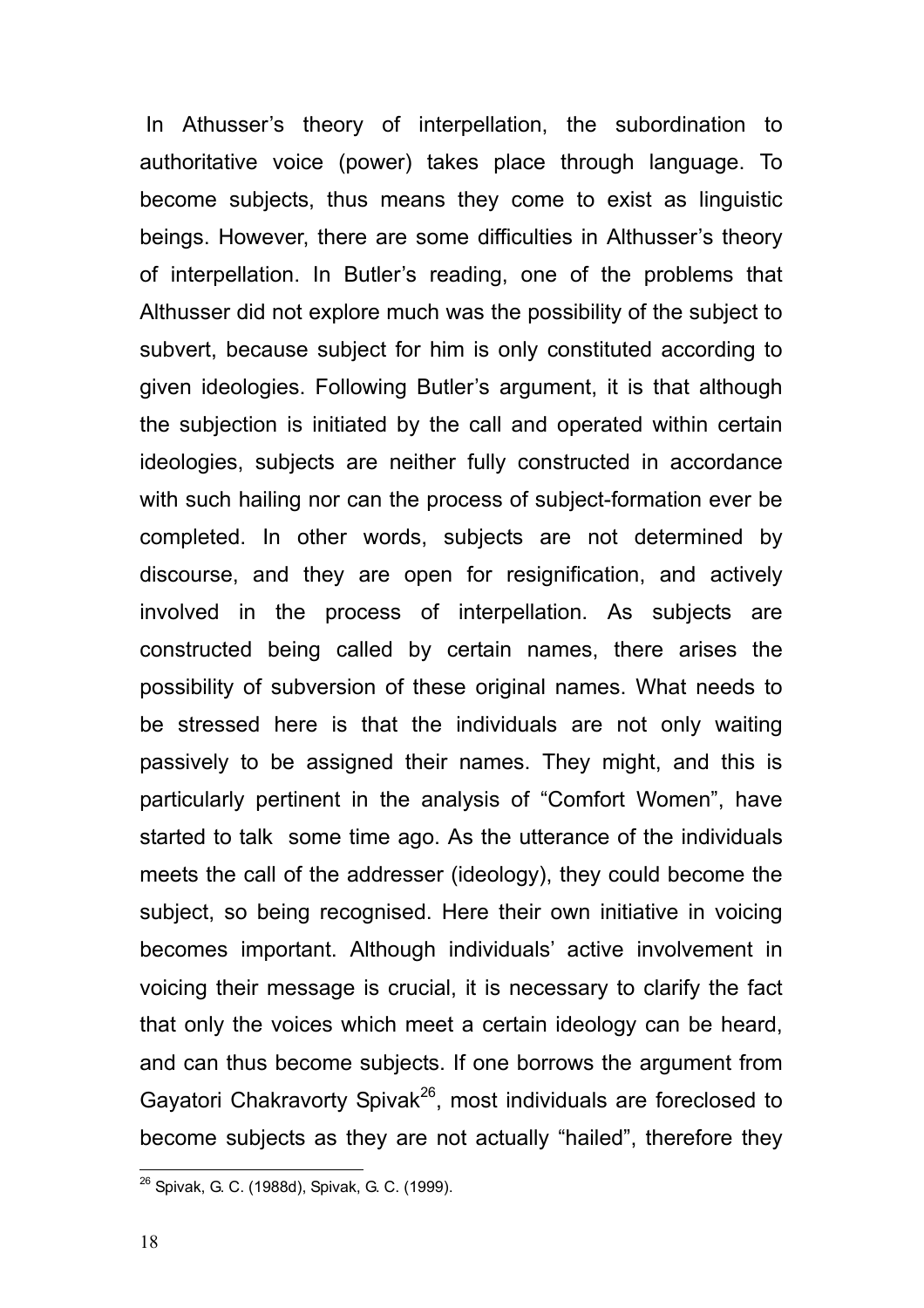In Athusser's theory of interpellation, the subordination to authoritative voice (power) takes place through language. To become subjects, thus means they come to exist as linguistic beings. However, there are some difficulties in Althusser's theory of interpellation. In Butler's reading, one of the problems that Althusser did not explore much was the possibility of the subject to subvert, because subject for him is only constituted according to given ideologies. Following Butler's argument, it is that although the subjection is initiated by the call and operated within certain ideologies, subjects are neither fully constructed in accordance with such hailing nor can the process of subject-formation ever be completed. In other words, subjects are not determined by discourse, and they are open for resignification, and actively involved in the process of interpellation. As subjects are constructed being called by certain names, there arises the possibility of subversion of these original names. What needs to be stressed here is that the individuals are not only waiting passively to be assigned their names. They might, and this is particularly pertinent in the analysis of "Comfort Women", have started to talk some time ago. As the utterance of the individuals meets the call of the addresser (ideology), they could become the subject, so being recognised. Here their own initiative in voicing becomes important. Although individuals' active involvement in voicing their message is crucial, it is necessary to clarify the fact that only the voices which meet a certain ideology can be heard, and can thus become subjects. If one borrows the argument from Gayatori Chakravorty Spivak[26], most individuals are foreclosed to become subjects as they are not actually "hailed", therefore they

[26] Spivak, G. C. (1988d), Spivak, G. C. (1999).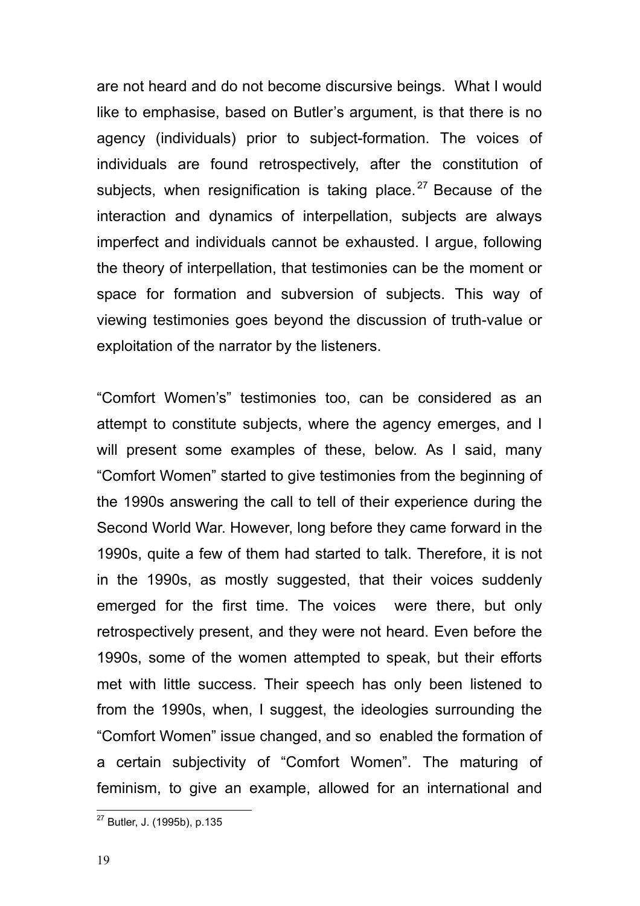are not heard and do not become discursive beings. What I would like to emphasise, based on Butler's argument, is that there is no agency (individuals) prior to subject-formation. The voices of individuals are found retrospectively, after the constitution of subjects, when resignification is taking place.[27] Because of the interaction and dynamics of interpellation, subjects are always imperfect and individuals cannot be exhausted. I argue, following the theory of interpellation, that testimonies can be the moment or space for formation and subversion of subjects. This way of viewing testimonies goes beyond the discussion of truth-value or exploitation of the narrator by the listeners.

"Comfort Women's" testimonies too, can be considered as an attempt to constitute subjects, where the agency emerges, and I will present some examples of these, below. As I said, many "Comfort Women" started to give testimonies from the beginning of the 1990s answering the call to tell of their experience during the Second World War. However, long before they came forward in the 1990s, quite a few of them had started to talk. Therefore, it is not in the 1990s, as mostly suggested, that their voices suddenly emerged for the first time. The voices were there, but only retrospectively present, and they were not heard. Even before the 1990s, some of the women attempted to speak, but their efforts met with little success. Their speech has only been listened to from the 1990s, when, I suggest, the ideologies surrounding the "Comfort Women" issue changed, and so enabled the formation of a certain subjectivity of "Comfort Women". The maturing of feminism, to give an example, allowed for an international and

[27] Butler, J. (1995b), p.135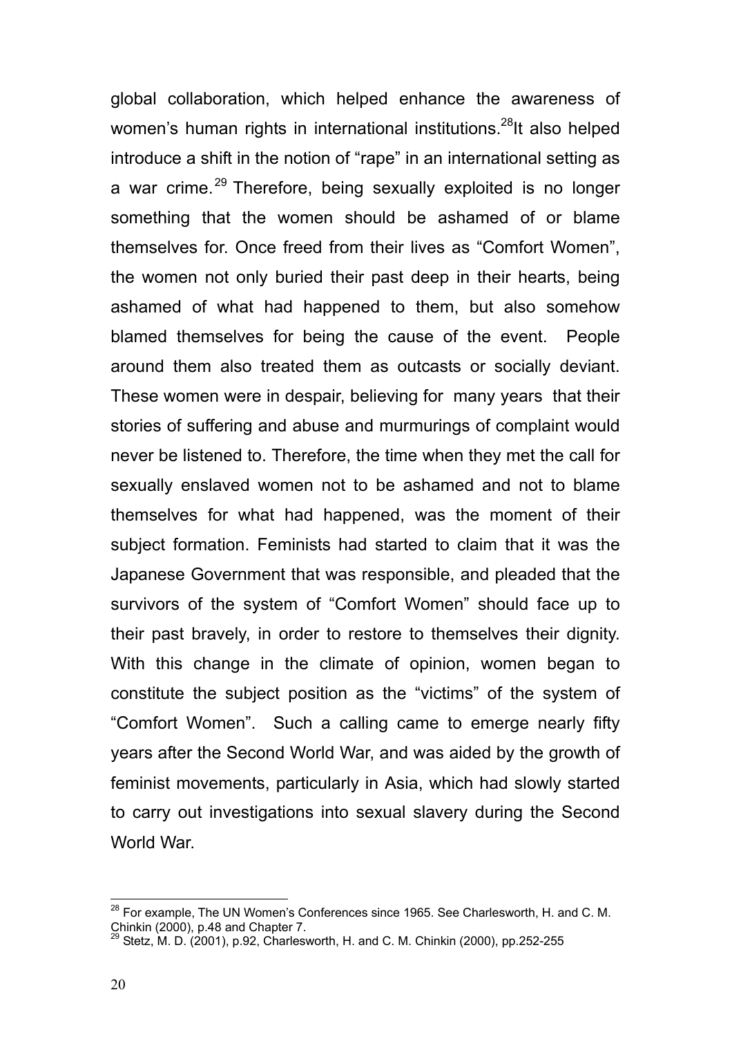global collaboration, which helped enhance the awareness of women's human rights in international institutions.[28] It also helped introduce a shift in the notion of "rape" in an international setting as a war crime.[29] Therefore, being sexually exploited is no longer something that the women should be ashamed of or blame themselves for. Once freed from their lives as "Comfort Women", the women not only buried their past deep in their hearts, being ashamed of what had happened to them, but also somehow blamed themselves for being the cause of the event. People around them also treated them as outcasts or socially deviant. These women were in despair, believing for many years that their stories of suffering and abuse and murmurings of complaint would never be listened to. Therefore, the time when they met the call for sexually enslaved women not to be ashamed and not to blame themselves for what had happened, was the moment of their subject formation. Feminists had started to claim that it was the Japanese Government that was responsible, and pleaded that the survivors of the system of "Comfort Women" should face up to their past bravely, in order to restore to themselves their dignity. With this change in the climate of opinion, women began to constitute the subject position as the "victims" of the system of "Comfort Women". Such a calling came to emerge nearly fifty years after the Second World War, and was aided by the growth of feminist movements, particularly in Asia, which had slowly started to carry out investigations into sexual slavery during the Second World War.

---

[28] For example, The UN Women's Conferences since 1965. See Charlesworth, H. and C. M. Chinkin (2000), p.48 and Chapter 7.

[29] Stetz, M. D. (2001), p.92, Charlesworth, H. and C. M. Chinkin (2000), pp.252-255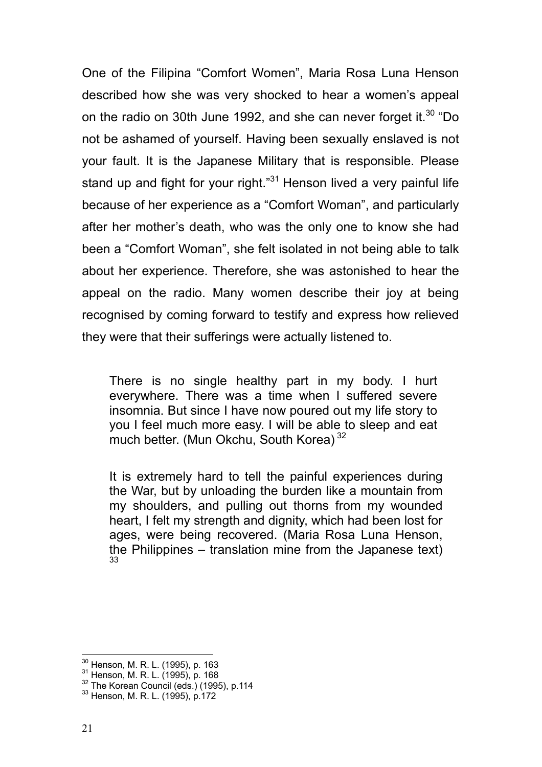One of the Filipina "Comfort Women", Maria Rosa Luna Henson described how she was very shocked to hear a women's appeal on the radio on 30th June 1992, and she can never forget it.[30] "Do not be ashamed of yourself. Having been sexually enslaved is not your fault. It is the Japanese Military that is responsible. Please stand up and fight for your right."[31] Henson lived a very painful life because of her experience as a "Comfort Woman", and particularly after her mother's death, who was the only one to know she had been a "Comfort Woman", she felt isolated in not being able to talk about her experience. Therefore, she was astonished to hear the appeal on the radio. Many women describe their joy at being recognised by coming forward to testify and express how relieved they were that their sufferings were actually listened to.

> There is no single healthy part in my body. I hurt everywhere. There was a time when I suffered severe insomnia. But since I have now poured out my life story to you I feel much more easy. I will be able to sleep and eat much better. (Mun Okchu, South Korea) [32]

> It is extremely hard to tell the painful experiences during the War, but by unloading the burden like a mountain from my shoulders, and pulling out thorns from my wounded heart, I felt my strength and dignity, which had been lost for ages, were being recovered. (Maria Rosa Luna Henson, the Philippines – translation mine from the Japanese text) [33]

---

[30] Henson, M. R. L. (1995), p. 163
[31] Henson, M. R. L. (1995), p. 168
[32] The Korean Council (eds.) (1995), p.114
[33] Henson, M. R. L. (1995), p.172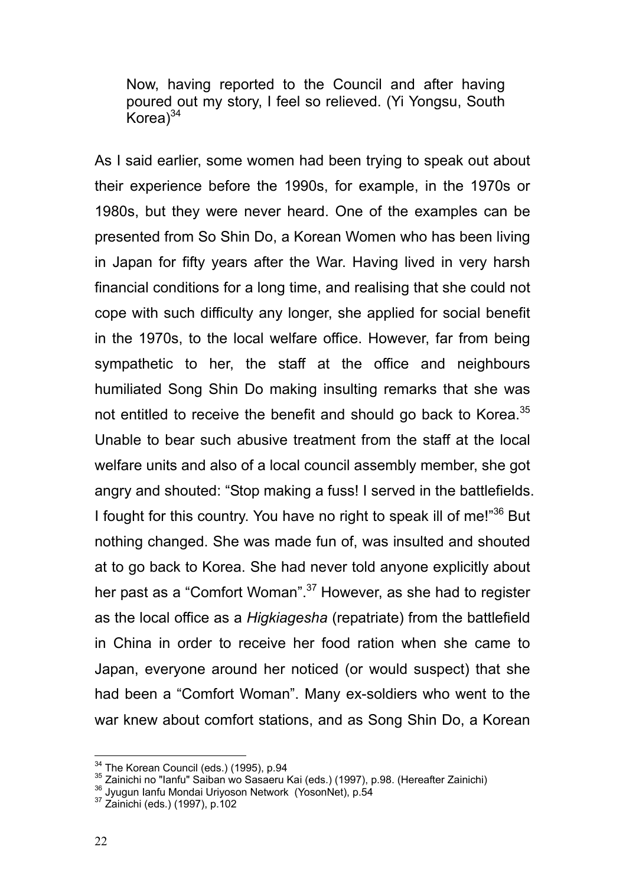> Now, having reported to the Council and after having poured out my story, I feel so relieved. (Yi Yongsu, South Korea)[34]

As I said earlier, some women had been trying to speak out about their experience before the 1990s, for example, in the 1970s or 1980s, but they were never heard. One of the examples can be presented from So Shin Do, a Korean Women who has been living in Japan for fifty years after the War. Having lived in very harsh financial conditions for a long time, and realising that she could not cope with such difficulty any longer, she applied for social benefit in the 1970s, to the local welfare office. However, far from being sympathetic to her, the staff at the office and neighbours humiliated Song Shin Do making insulting remarks that she was not entitled to receive the benefit and should go back to Korea.[35] Unable to bear such abusive treatment from the staff at the local welfare units and also of a local council assembly member, she got angry and shouted: "Stop making a fuss! I served in the battlefields. I fought for this country. You have no right to speak ill of me!"[36] But nothing changed. She was made fun of, was insulted and shouted at to go back to Korea. She had never told anyone explicitly about her past as a "Comfort Woman".[37] However, as she had to register as the local office as a *Higkiagesha* (repatriate) from the battlefield in China in order to receive her food ration when she came to Japan, everyone around her noticed (or would suspect) that she had been a "Comfort Woman". Many ex-soldiers who went to the war knew about comfort stations, and as Song Shin Do, a Korean

---

[34] The Korean Council (eds.) (1995), p.94

[35] Zainichi no "Ianfu" Saiban wo Sasaeru Kai (eds.) (1997), p.98. (Hereafter Zainichi)

[36] Jyugun Ianfu Mondai Uriyoson Network (YosonNet), p.54

[37] Zainichi (eds.) (1997), p.102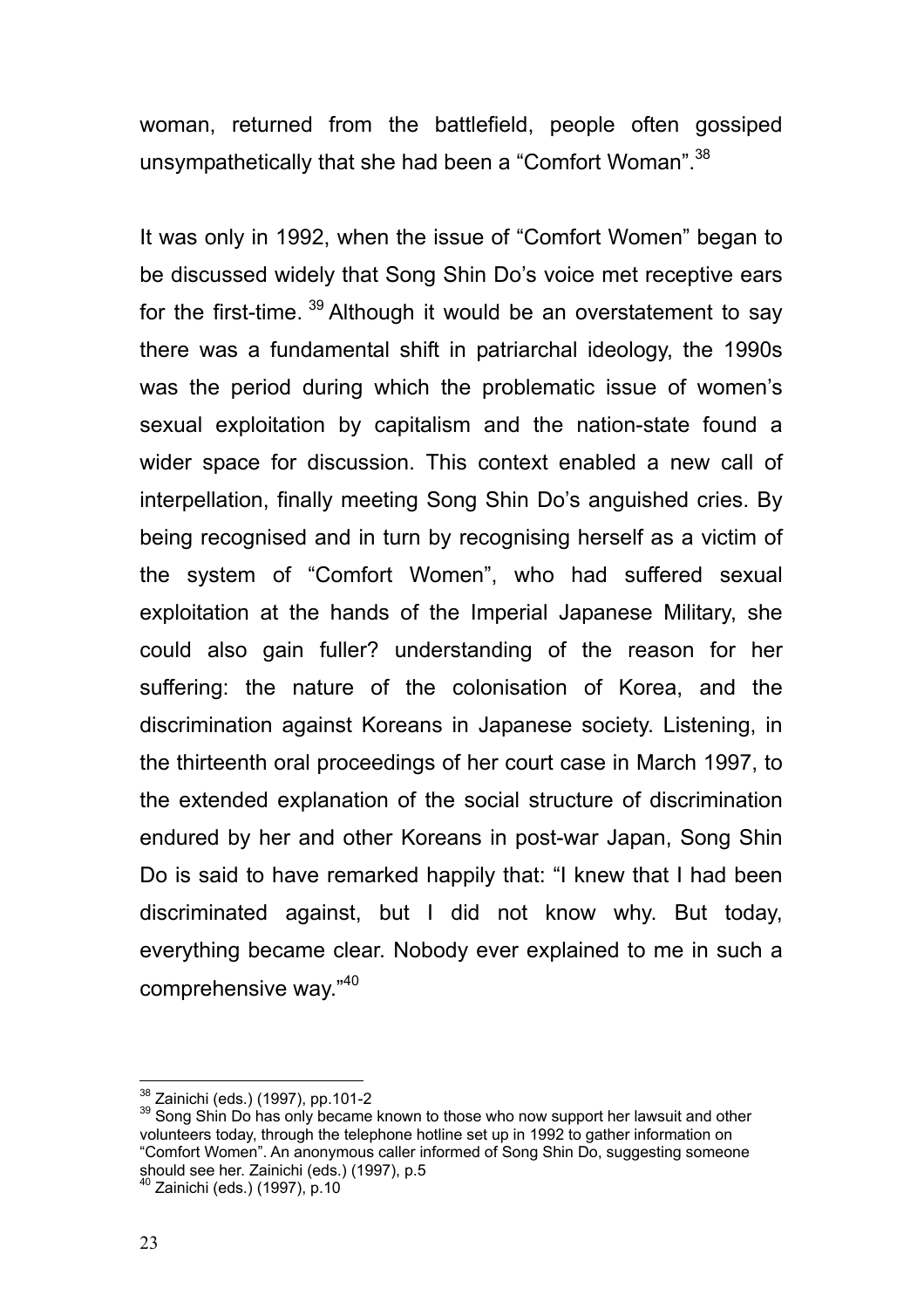woman, returned from the battlefield, people often gossiped unsympathetically that she had been a "Comfort Woman".[38]

It was only in 1992, when the issue of "Comfort Women" began to be discussed widely that Song Shin Do's voice met receptive ears for the first-time. [39] Although it would be an overstatement to say there was a fundamental shift in patriarchal ideology, the 1990s was the period during which the problematic issue of women's sexual exploitation by capitalism and the nation-state found a wider space for discussion. This context enabled a new call of interpellation, finally meeting Song Shin Do's anguished cries. By being recognised and in turn by recognising herself as a victim of the system of "Comfort Women", who had suffered sexual exploitation at the hands of the Imperial Japanese Military, she could also gain fuller? understanding of the reason for her suffering: the nature of the colonisation of Korea, and the discrimination against Koreans in Japanese society. Listening, in the thirteenth oral proceedings of her court case in March 1997, to the extended explanation of the social structure of discrimination endured by her and other Koreans in post-war Japan, Song Shin Do is said to have remarked happily that: "I knew that I had been discriminated against, but I did not know why. But today, everything became clear. Nobody ever explained to me in such a comprehensive way."[40]

---

[38] Zainichi (eds.) (1997), pp.101-2

[39] Song Shin Do has only became known to those who now support her lawsuit and other volunteers today, through the telephone hotline set up in 1992 to gather information on "Comfort Women". An anonymous caller informed of Song Shin Do, suggesting someone should see her. Zainichi (eds.) (1997), p.5

[40] Zainichi (eds.) (1997), p.10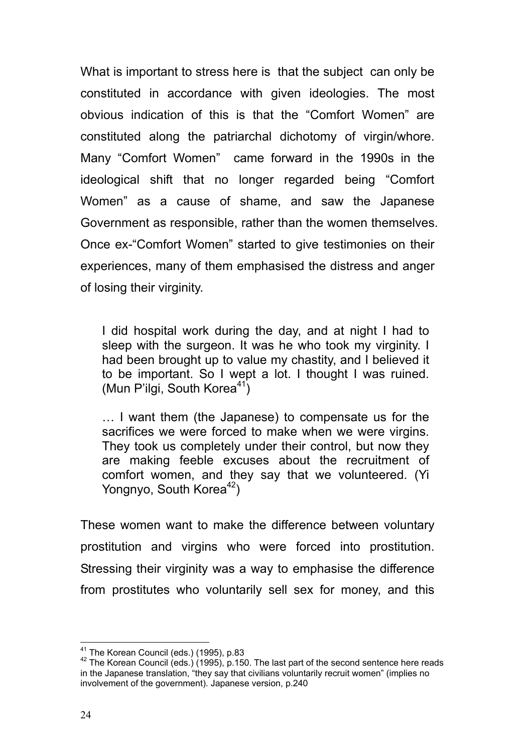What is important to stress here is that the subject can only be constituted in accordance with given ideologies. The most obvious indication of this is that the "Comfort Women" are constituted along the patriarchal dichotomy of virgin/whore. Many "Comfort Women" came forward in the 1990s in the ideological shift that no longer regarded being "Comfort Women" as a cause of shame, and saw the Japanese Government as responsible, rather than the women themselves. Once ex-"Comfort Women" started to give testimonies on their experiences, many of them emphasised the distress and anger of losing their virginity.

> I did hospital work during the day, and at night I had to sleep with the surgeon. It was he who took my virginity. I had been brought up to value my chastity, and I believed it to be important. So I wept a lot. I thought I was ruined. (Mun P'ilgi, South Korea[41])

> … I want them (the Japanese) to compensate us for the sacrifices we were forced to make when we were virgins. They took us completely under their control, but now they are making feeble excuses about the recruitment of comfort women, and they say that we volunteered. (Yi Yongnyo, South Korea[42])

These women want to make the difference between voluntary prostitution and virgins who were forced into prostitution. Stressing their virginity was a way to emphasise the difference from prostitutes who voluntarily sell sex for money, and this

---

[41] The Korean Council (eds.) (1995), p.83

[42] The Korean Council (eds.) (1995), p.150. The last part of the second sentence here reads in the Japanese translation, "they say that civilians voluntarily recruit women" (implies no involvement of the government). Japanese version, p.240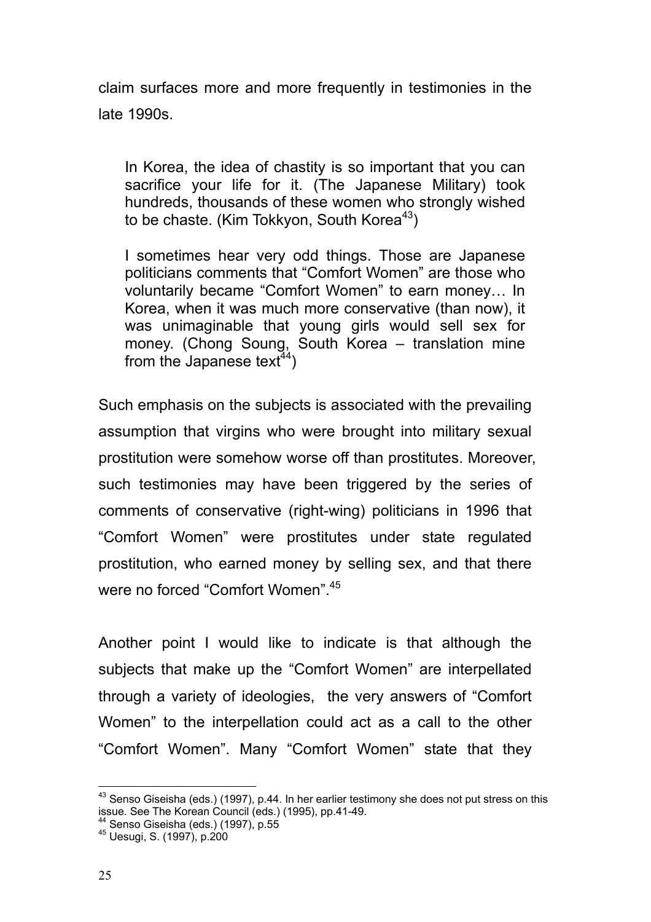claim surfaces more and more frequently in testimonies in the late 1990s.

> In Korea, the idea of chastity is so important that you can sacrifice your life for it. (The Japanese Military) took hundreds, thousands of these women who strongly wished to be chaste. (Kim Tokkyon, South Korea[43])

> I sometimes hear very odd things. Those are Japanese politicians comments that "Comfort Women" are those who voluntarily became "Comfort Women" to earn money… In Korea, when it was much more conservative (than now), it was unimaginable that young girls would sell sex for money. (Chong Soung, South Korea – translation mine from the Japanese text[44])

Such emphasis on the subjects is associated with the prevailing assumption that virgins who were brought into military sexual prostitution were somehow worse off than prostitutes. Moreover, such testimonies may have been triggered by the series of comments of conservative (right-wing) politicians in 1996 that "Comfort Women" were prostitutes under state regulated prostitution, who earned money by selling sex, and that there were no forced "Comfort Women".[45]

Another point I would like to indicate is that although the subjects that make up the "Comfort Women" are interpellated through a variety of ideologies, the very answers of "Comfort Women" to the interpellation could act as a call to the other "Comfort Women". Many "Comfort Women" state that they

---

[43] Senso Giseisha (eds.) (1997), p.44. In her earlier testimony she does not put stress on this issue. See The Korean Council (eds.) (1995), pp.41-49.

[44] Senso Giseisha (eds.) (1997), p.55

[45] Uesugi, S. (1997), p.200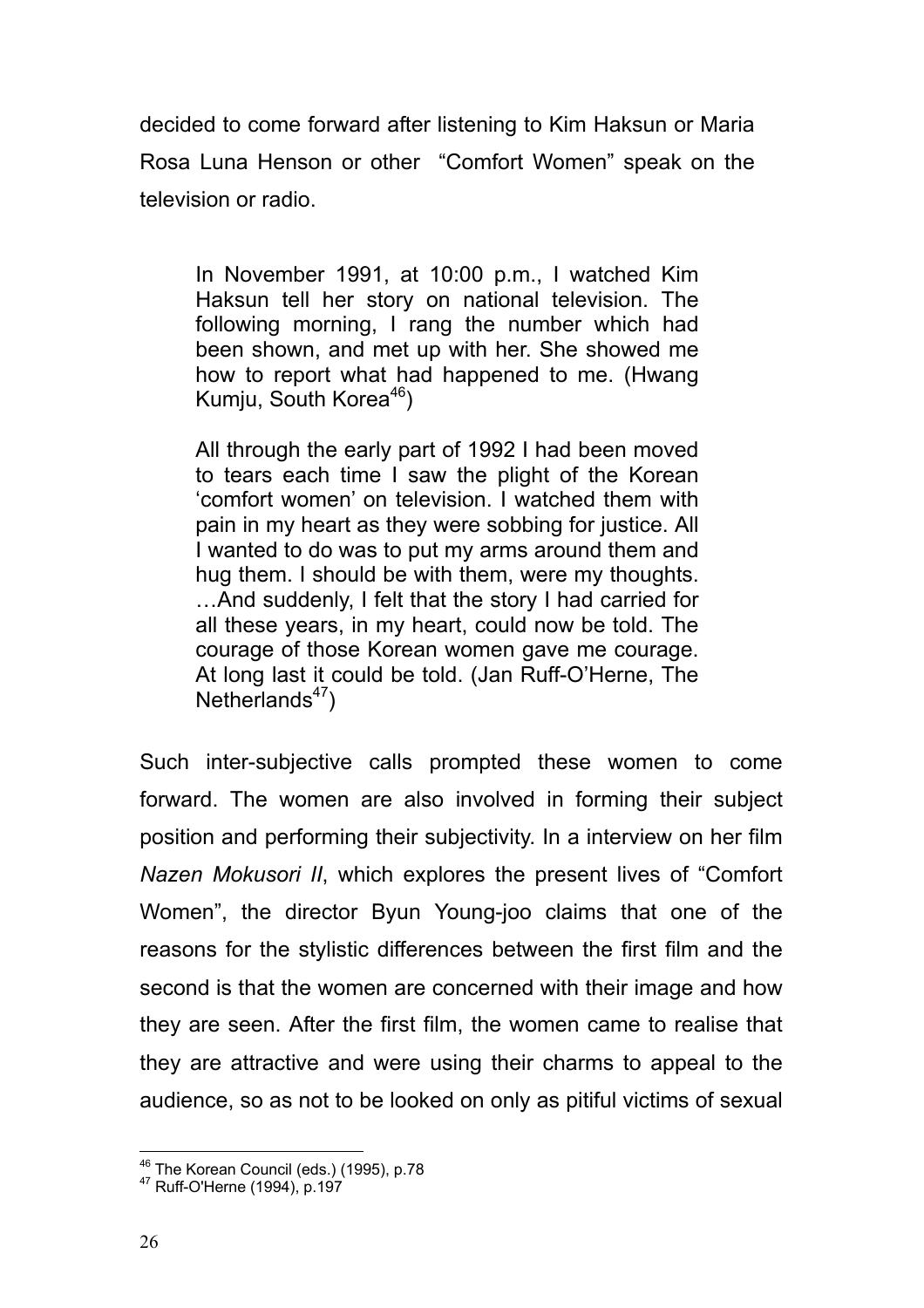decided to come forward after listening to Kim Haksun or Maria Rosa Luna Henson or other "Comfort Women" speak on the television or radio.

> In November 1991, at 10:00 p.m., I watched Kim Haksun tell her story on national television. The following morning, I rang the number which had been shown, and met up with her. She showed me how to report what had happened to me. (Hwang Kumju, South Korea[46])
>
> All through the early part of 1992 I had been moved to tears each time I saw the plight of the Korean 'comfort women' on television. I watched them with pain in my heart as they were sobbing for justice. All I wanted to do was to put my arms around them and hug them. I should be with them, were my thoughts. …And suddenly, I felt that the story I had carried for all these years, in my heart, could now be told. The courage of those Korean women gave me courage. At long last it could be told. (Jan Ruff-O'Herne, The Netherlands[47])

Such inter-subjective calls prompted these women to come forward. The women are also involved in forming their subject position and performing their subjectivity. In a interview on her film *Nazen Mokusori II*, which explores the present lives of "Comfort Women", the director Byun Young-joo claims that one of the reasons for the stylistic differences between the first film and the second is that the women are concerned with their image and how they are seen. After the first film, the women came to realise that they are attractive and were using their charms to appeal to the audience, so as not to be looked on only as pitiful victims of sexual

---

[46] The Korean Council (eds.) (1995), p.78

[47] Ruff-O'Herne (1994), p.197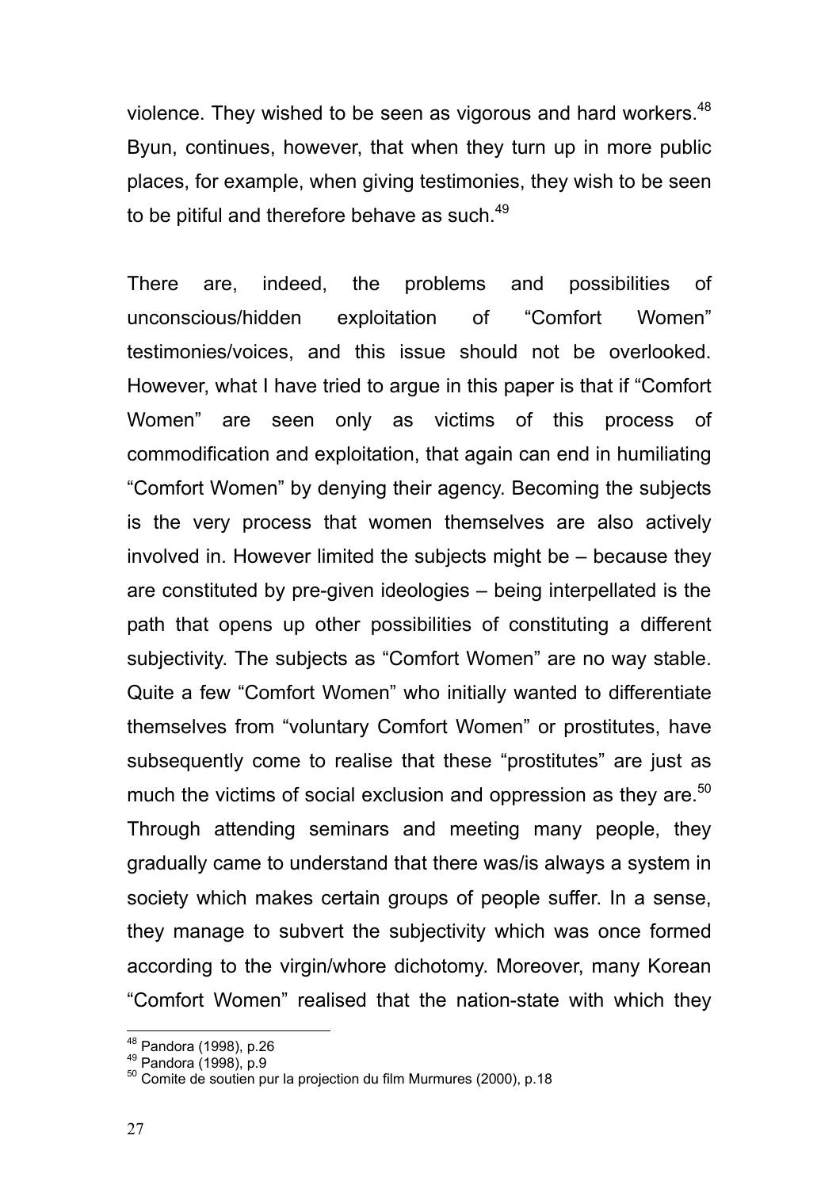violence. They wished to be seen as vigorous and hard workers.[48] Byun, continues, however, that when they turn up in more public places, for example, when giving testimonies, they wish to be seen to be pitiful and therefore behave as such.[49]

There are, indeed, the problems and possibilities of unconscious/hidden exploitation of “Comfort Women” testimonies/voices, and this issue should not be overlooked. However, what I have tried to argue in this paper is that if “Comfort Women” are seen only as victims of this process of commodification and exploitation, that again can end in humiliating “Comfort Women” by denying their agency. Becoming the subjects is the very process that women themselves are also actively involved in. However limited the subjects might be – because they are constituted by pre-given ideologies – being interpellated is the path that opens up other possibilities of constituting a different subjectivity. The subjects as “Comfort Women” are no way stable. Quite a few “Comfort Women” who initially wanted to differentiate themselves from “voluntary Comfort Women” or prostitutes, have subsequently come to realise that these “prostitutes” are just as much the victims of social exclusion and oppression as they are.[50] Through attending seminars and meeting many people, they gradually came to understand that there was/is always a system in society which makes certain groups of people suffer. In a sense, they manage to subvert the subjectivity which was once formed according to the virgin/whore dichotomy. Moreover, many Korean “Comfort Women” realised that the nation-state with which they

---

[48] Pandora (1998), p.26
[49] Pandora (1998), p.9
[50] Comite de soutien pur la projection du film Murmures (2000), p.18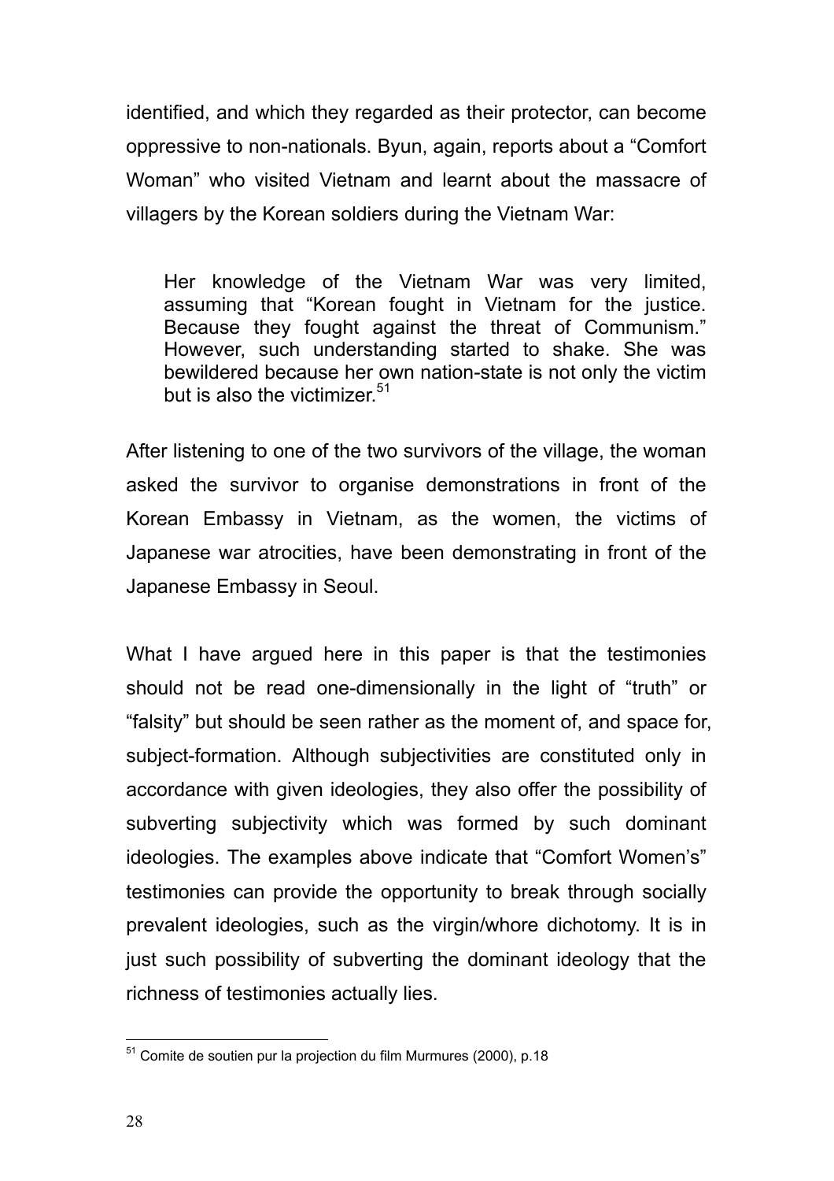identified, and which they regarded as their protector, can become oppressive to non-nationals. Byun, again, reports about a “Comfort Woman” who visited Vietnam and learnt about the massacre of villagers by the Korean soldiers during the Vietnam War:

> Her knowledge of the Vietnam War was very limited, assuming that “Korean fought in Vietnam for the justice. Because they fought against the threat of Communism.” However, such understanding started to shake. She was bewildered because her own nation-state is not only the victim but is also the victimizer.[51]

After listening to one of the two survivors of the village, the woman asked the survivor to organise demonstrations in front of the Korean Embassy in Vietnam, as the women, the victims of Japanese war atrocities, have been demonstrating in front of the Japanese Embassy in Seoul.

What I have argued here in this paper is that the testimonies should not be read one-dimensionally in the light of “truth” or “falsity” but should be seen rather as the moment of, and space for, subject-formation. Although subjectivities are constituted only in accordance with given ideologies, they also offer the possibility of subverting subjectivity which was formed by such dominant ideologies. The examples above indicate that “Comfort Women’s” testimonies can provide the opportunity to break through socially prevalent ideologies, such as the virgin/whore dichotomy. It is in just such possibility of subverting the dominant ideology that the richness of testimonies actually lies.

---

[51] Comite de soutien pur la projection du film Murmures (2000), p.18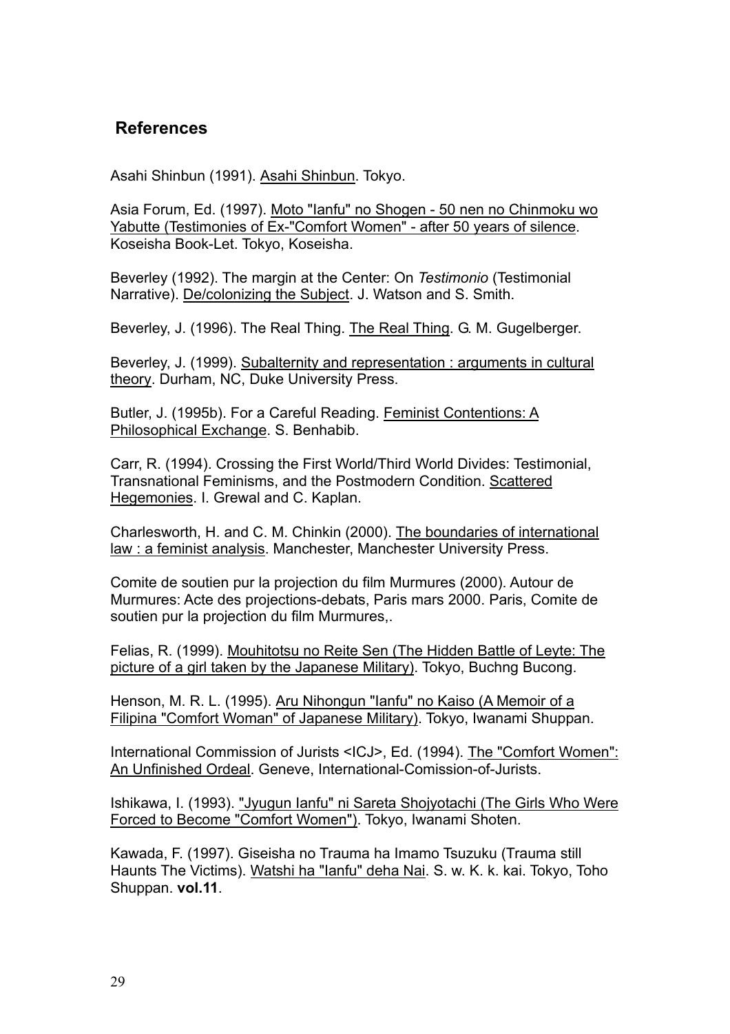## References

Asahi Shinbun (1991). Asahi Shinbun. Tokyo.

Asia Forum, Ed. (1997). Moto "Ianfu" no Shogen - 50 nen no Chinmoku wo Yabutte (Testimonies of Ex-"Comfort Women" - after 50 years of silence. Koseisha Book-Let. Tokyo, Koseisha.

Beverley (1992). The margin at the Center: On *Testimonio* (Testimonial Narrative). De/colonizing the Subject. J. Watson and S. Smith.

Beverley, J. (1996). The Real Thing. The Real Thing. G. M. Gugelberger.

Beverley, J. (1999). Subalternity and representation : arguments in cultural theory. Durham, NC, Duke University Press.

Butler, J. (1995b). For a Careful Reading. Feminist Contentions: A Philosophical Exchange. S. Benhabib.

Carr, R. (1994). Crossing the First World/Third World Divides: Testimonial, Transnational Feminisms, and the Postmodern Condition. Scattered Hegemonies. I. Grewal and C. Kaplan.

Charlesworth, H. and C. M. Chinkin (2000). The boundaries of international law : a feminist analysis. Manchester, Manchester University Press.

Comite de soutien pur la projection du film Murmures (2000). Autour de Murmures: Acte des projections-debats, Paris mars 2000. Paris, Comite de soutien pur la projection du film Murmures,.

Felias, R. (1999). Mouhitotsu no Reite Sen (The Hidden Battle of Leyte: The picture of a girl taken by the Japanese Military). Tokyo, Buchng Bucong.

Henson, M. R. L. (1995). Aru Nihongun "Ianfu" no Kaiso (A Memoir of a Filipina "Comfort Woman" of Japanese Military). Tokyo, Iwanami Shuppan.

International Commission of Jurists <ICJ>, Ed. (1994). The "Comfort Women": An Unfinished Ordeal. Geneve, International-Comission-of-Jurists.

Ishikawa, I. (1993). "Jyugun Ianfu" ni Sareta Shojyotachi (The Girls Who Were Forced to Become "Comfort Women"). Tokyo, Iwanami Shoten.

Kawada, F. (1997). Giseisha no Trauma ha Imamo Tsuzuku (Trauma still Haunts The Victims). Watshi ha "Ianfu" deha Nai. S. w. K. k. kai. Tokyo, Toho Shuppan. **vol.11**.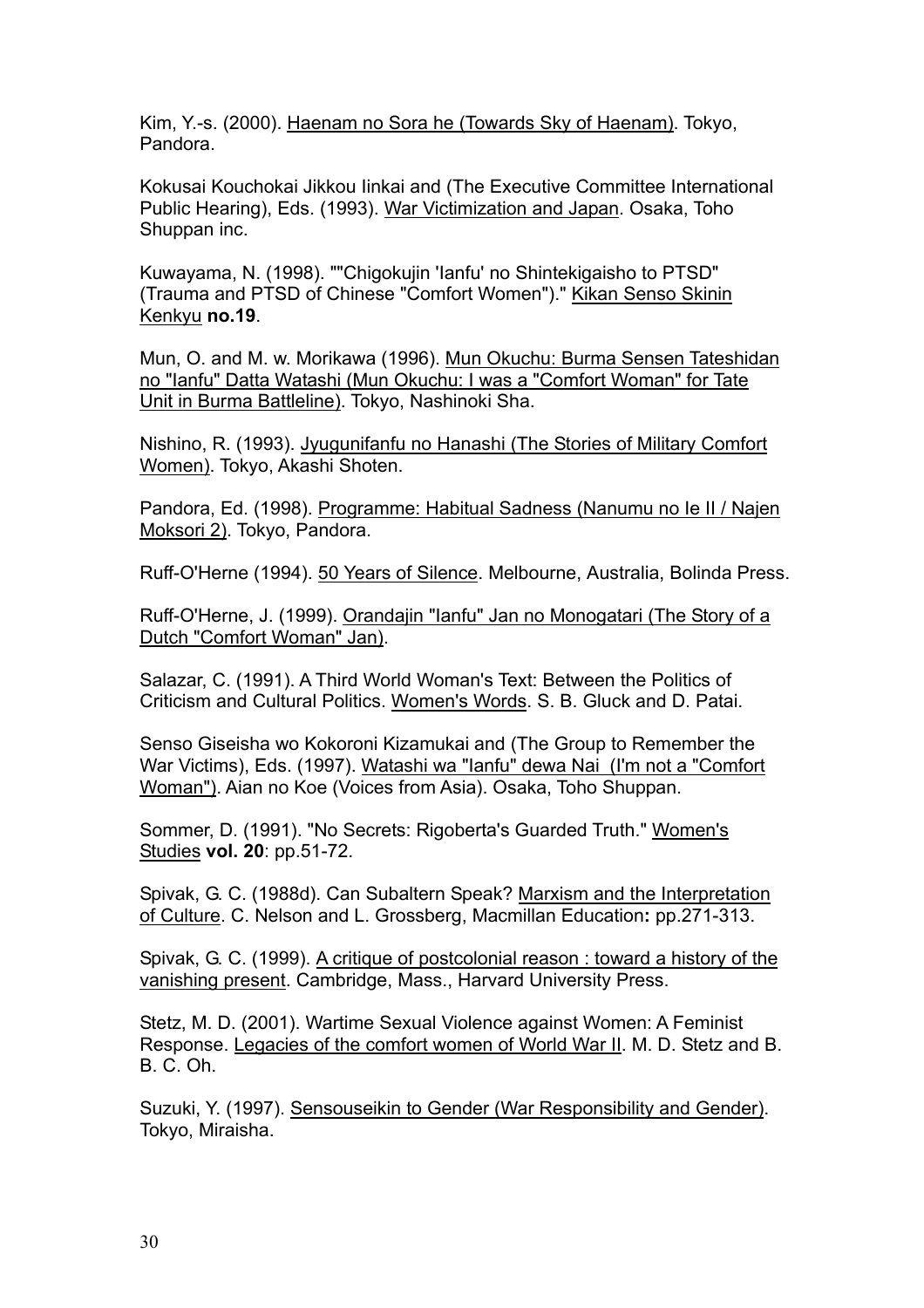Kim, Y.-s. (2000). Haenam no Sora he (Towards Sky of Haenam). Tokyo, Pandora.

Kokusai Kouchokai Jikkou Iinkai and (The Executive Committee International Public Hearing), Eds. (1993). War Victimization and Japan. Osaka, Toho Shuppan inc.

Kuwayama, N. (1998). ""Chigokujin 'Ianfu' no Shintekigaisho to PTSD" (Trauma and PTSD of Chinese "Comfort Women")." Kikan Senso Skinin Kenkyu **no.19**.

Mun, O. and M. w. Morikawa (1996). Mun Okuchu: Burma Sensen Tateshidan no "Ianfu" Datta Watashi (Mun Okuchu: I was a "Comfort Woman" for Tate Unit in Burma Battleline). Tokyo, Nashinoki Sha.

Nishino, R. (1993). Jyugunifanfu no Hanashi (The Stories of Military Comfort Women). Tokyo, Akashi Shoten.

Pandora, Ed. (1998). Programme: Habitual Sadness (Nanumu no Ie II / Najen Moksori 2). Tokyo, Pandora.

Ruff-O'Herne (1994). 50 Years of Silence. Melbourne, Australia, Bolinda Press.

Ruff-O'Herne, J. (1999). Orandajin "Ianfu" Jan no Monogatari (The Story of a Dutch "Comfort Woman" Jan).

Salazar, C. (1991). A Third World Woman's Text: Between the Politics of Criticism and Cultural Politics. Women's Words. S. B. Gluck and D. Patai.

Senso Giseisha wo Kokoroni Kizamukai and (The Group to Remember the War Victims), Eds. (1997). Watashi wa "Ianfu" dewa Nai (I'm not a "Comfort Woman"). Aian no Koe (Voices from Asia). Osaka, Toho Shuppan.

Sommer, D. (1991). "No Secrets: Rigoberta's Guarded Truth." Women's Studies **vol. 20**: pp.51-72.

Spivak, G. C. (1988d). Can Subaltern Speak? Marxism and the Interpretation of Culture. C. Nelson and L. Grossberg, Macmillan Education**:** pp.271-313.

Spivak, G. C. (1999). A critique of postcolonial reason : toward a history of the vanishing present. Cambridge, Mass., Harvard University Press.

Stetz, M. D. (2001). Wartime Sexual Violence against Women: A Feminist Response. Legacies of the comfort women of World War II. M. D. Stetz and B. B. C. Oh.

Suzuki, Y. (1997). Sensouseikin to Gender (War Responsibility and Gender). Tokyo, Miraisha.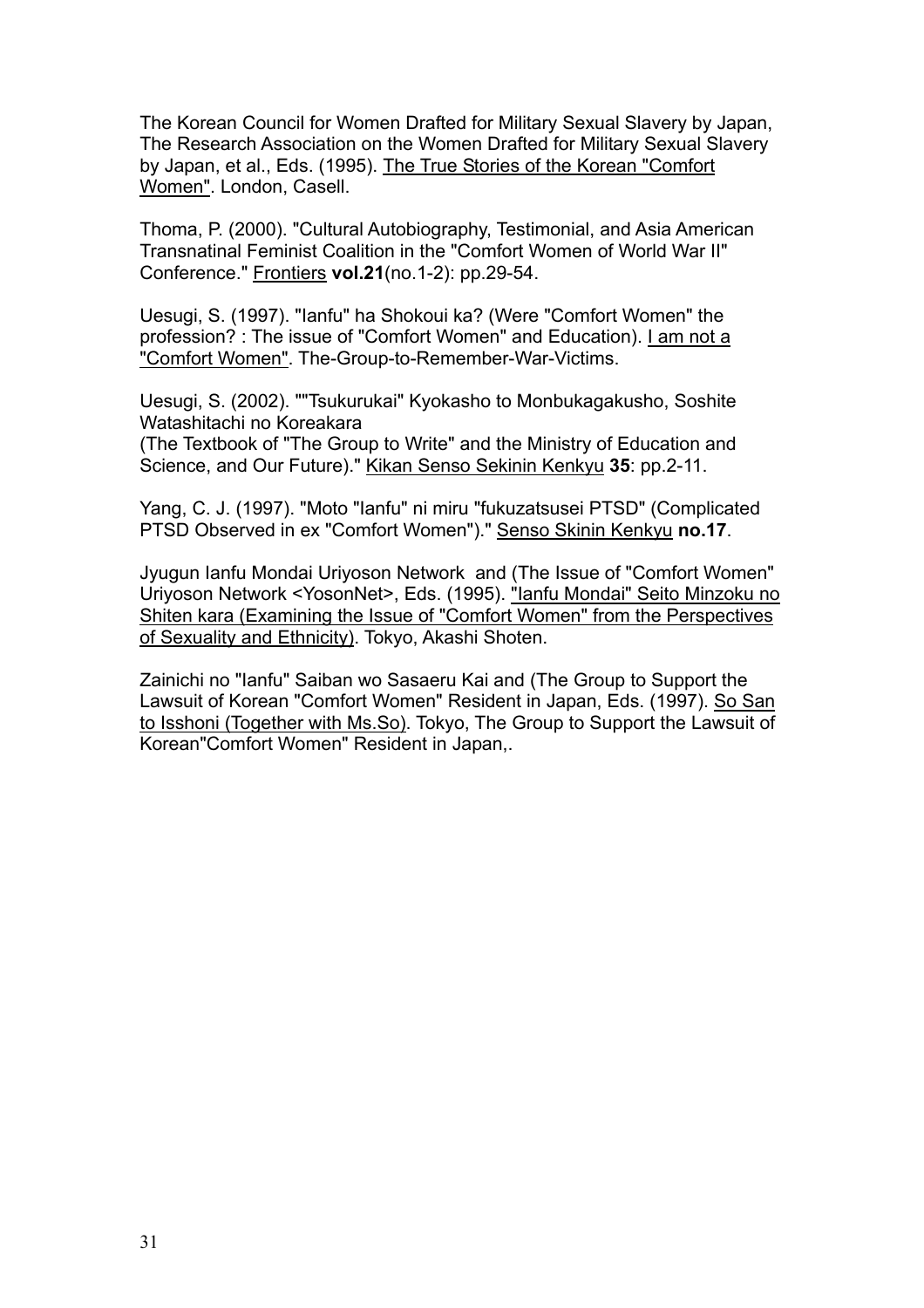The Korean Council for Women Drafted for Military Sexual Slavery by Japan, The Research Association on the Women Drafted for Military Sexual Slavery by Japan, et al., Eds. (1995). The True Stories of the Korean "Comfort Women". London, Casell.

Thoma, P. (2000). "Cultural Autobiography, Testimonial, and Asia American Transnatinal Feminist Coalition in the "Comfort Women of World War II" Conference." Frontiers **vol.21**(no.1-2): pp.29-54.

Uesugi, S. (1997). "Ianfu" ha Shokoui ka? (Were "Comfort Women" the profession? : The issue of "Comfort Women" and Education). I am not a "Comfort Women". The-Group-to-Remember-War-Victims.

Uesugi, S. (2002). ""Tsukurukai" Kyokasho to Monbukagakusho, Soshite Watashitachi no Koreakara
(The Textbook of "The Group to Write" and the Ministry of Education and Science, and Our Future)." Kikan Senso Sekinin Kenkyu **35**: pp.2-11.

Yang, C. J. (1997). "Moto "Ianfu" ni miru "fukuzatsusei PTSD" (Complicated PTSD Observed in ex "Comfort Women")." Senso Skinin Kenkyu **no.17**.

Jyugun Ianfu Mondai Uriyoson Network and (The Issue of "Comfort Women" Uriyoson Network <YosonNet>, Eds. (1995). "Ianfu Mondai" Seito Minzoku no Shiten kara (Examining the Issue of "Comfort Women" from the Perspectives of Sexuality and Ethnicity). Tokyo, Akashi Shoten.

Zainichi no "Ianfu" Saiban wo Sasaeru Kai and (The Group to Support the Lawsuit of Korean "Comfort Women" Resident in Japan, Eds. (1997). So San to Isshoni (Together with Ms.So). Tokyo, The Group to Support the Lawsuit of Korean"Comfort Women" Resident in Japan,.